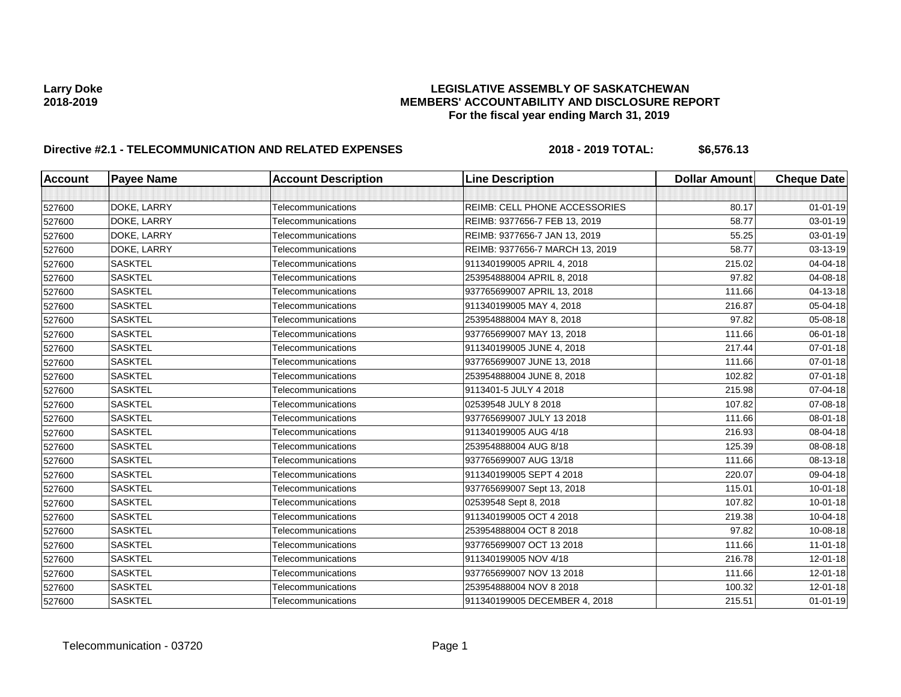**Larry Doke**
**2018-2019**

# LEGISLATIVE ASSEMBLY OF SASKATCHEWAN
## MEMBERS' ACCOUNTABILITY AND DISCLOSURE REPORT
### For the fiscal year ending March 31, 2019

**Directive #2.1 - TELECOMMUNICATION AND RELATED EXPENSES** **2018 - 2019 TOTAL: $6,576.13**

| Account | Payee Name | Account Description | Line Description | Dollar Amount | Cheque Date |
|---|---|---|---|---|---|
| | | | | | |
| 527600 | DOKE, LARRY | Telecommunications | REIMB: CELL PHONE ACCESSORIES | 80.17 | 01-01-19 |
| 527600 | DOKE, LARRY | Telecommunications | REIMB: 9377656-7 FEB 13, 2019 | 58.77 | 03-01-19 |
| 527600 | DOKE, LARRY | Telecommunications | REIMB: 9377656-7 JAN 13, 2019 | 55.25 | 03-01-19 |
| 527600 | DOKE, LARRY | Telecommunications | REIMB: 9377656-7 MARCH 13, 2019 | 58.77 | 03-13-19 |
| 527600 | SASKTEL | Telecommunications | 911340199005 APRIL 4, 2018 | 215.02 | 04-04-18 |
| 527600 | SASKTEL | Telecommunications | 253954888004 APRIL 8, 2018 | 97.82 | 04-08-18 |
| 527600 | SASKTEL | Telecommunications | 937765699007 APRIL 13, 2018 | 111.66 | 04-13-18 |
| 527600 | SASKTEL | Telecommunications | 911340199005 MAY 4, 2018 | 216.87 | 05-04-18 |
| 527600 | SASKTEL | Telecommunications | 253954888004 MAY 8, 2018 | 97.82 | 05-08-18 |
| 527600 | SASKTEL | Telecommunications | 937765699007 MAY 13, 2018 | 111.66 | 06-01-18 |
| 527600 | SASKTEL | Telecommunications | 911340199005 JUNE 4, 2018 | 217.44 | 07-01-18 |
| 527600 | SASKTEL | Telecommunications | 937765699007 JUNE 13, 2018 | 111.66 | 07-01-18 |
| 527600 | SASKTEL | Telecommunications | 253954888004 JUNE 8, 2018 | 102.82 | 07-01-18 |
| 527600 | SASKTEL | Telecommunications | 9113401-5 JULY 4 2018 | 215.98 | 07-04-18 |
| 527600 | SASKTEL | Telecommunications | 02539548 JULY 8 2018 | 107.82 | 07-08-18 |
| 527600 | SASKTEL | Telecommunications | 937765699007 JULY 13 2018 | 111.66 | 08-01-18 |
| 527600 | SASKTEL | Telecommunications | 911340199005 AUG 4/18 | 216.93 | 08-04-18 |
| 527600 | SASKTEL | Telecommunications | 253954888004 AUG 8/18 | 125.39 | 08-08-18 |
| 527600 | SASKTEL | Telecommunications | 937765699007 AUG 13/18 | 111.66 | 08-13-18 |
| 527600 | SASKTEL | Telecommunications | 911340199005 SEPT 4 2018 | 220.07 | 09-04-18 |
| 527600 | SASKTEL | Telecommunications | 937765699007 Sept 13, 2018 | 115.01 | 10-01-18 |
| 527600 | SASKTEL | Telecommunications | 02539548 Sept 8, 2018 | 107.82 | 10-01-18 |
| 527600 | SASKTEL | Telecommunications | 911340199005 OCT 4 2018 | 219.38 | 10-04-18 |
| 527600 | SASKTEL | Telecommunications | 253954888004 OCT 8 2018 | 97.82 | 10-08-18 |
| 527600 | SASKTEL | Telecommunications | 937765699007 OCT 13 2018 | 111.66 | 11-01-18 |
| 527600 | SASKTEL | Telecommunications | 911340199005 NOV 4/18 | 216.78 | 12-01-18 |
| 527600 | SASKTEL | Telecommunications | 937765699007 NOV 13 2018 | 111.66 | 12-01-18 |
| 527600 | SASKTEL | Telecommunications | 253954888004 NOV 8 2018 | 100.32 | 12-01-18 |
| 527600 | SASKTEL | Telecommunications | 911340199005 DECEMBER 4, 2018 | 215.51 | 01-01-19 |

Telecommunication - 03720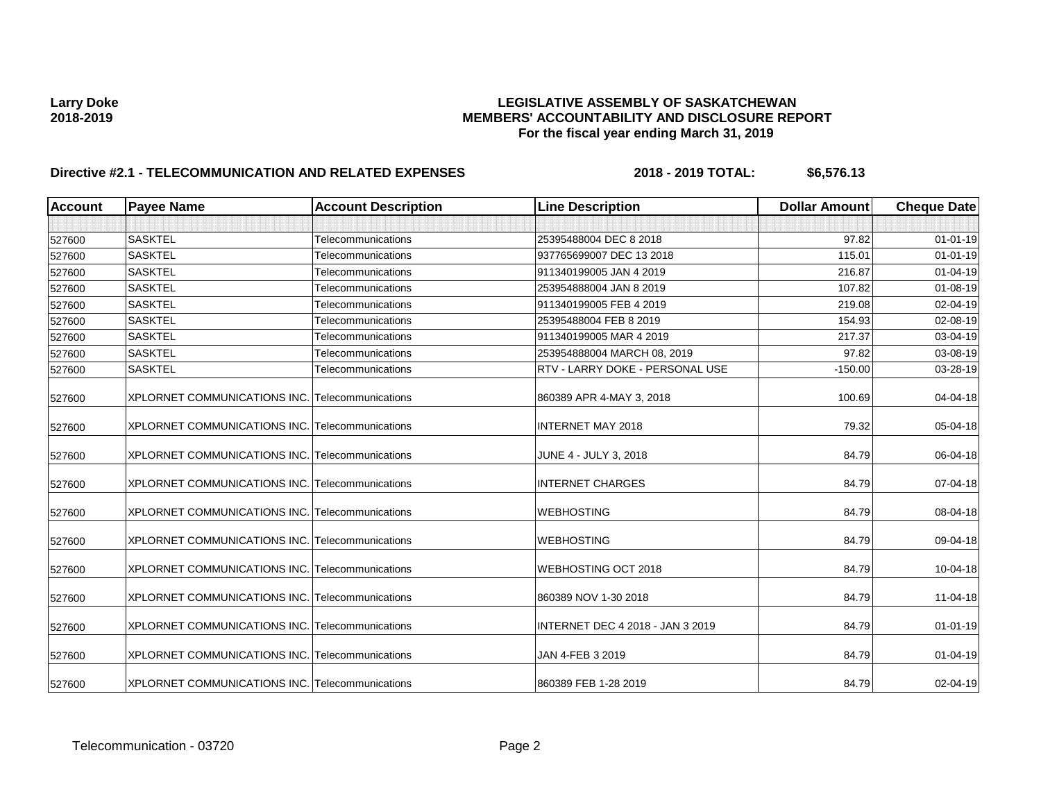**Larry Doke**
**2018-2019**

# LEGISLATIVE ASSEMBLY OF SASKATCHEWAN
## MEMBERS' ACCOUNTABILITY AND DISCLOSURE REPORT
### For the fiscal year ending March 31, 2019

**Directive #2.1 - TELECOMMUNICATION AND RELATED EXPENSES** **2018 - 2019 TOTAL: $6,576.13**

| Account | Payee Name | Account Description | Line Description | Dollar Amount | Cheque Date |
|---|---|---|---|---|---|
| | | | | | |
| 527600 | SASKTEL | Telecommunications | 25395488004 DEC 8 2018 | 97.82 | 01-01-19 |
| 527600 | SASKTEL | Telecommunications | 937765699007 DEC 13 2018 | 115.01 | 01-01-19 |
| 527600 | SASKTEL | Telecommunications | 911340199005 JAN 4 2019 | 216.87 | 01-04-19 |
| 527600 | SASKTEL | Telecommunications | 253954888004 JAN 8 2019 | 107.82 | 01-08-19 |
| 527600 | SASKTEL | Telecommunications | 911340199005 FEB 4 2019 | 219.08 | 02-04-19 |
| 527600 | SASKTEL | Telecommunications | 25395488004 FEB 8 2019 | 154.93 | 02-08-19 |
| 527600 | SASKTEL | Telecommunications | 911340199005 MAR 4 2019 | 217.37 | 03-04-19 |
| 527600 | SASKTEL | Telecommunications | 253954888004 MARCH 08, 2019 | 97.82 | 03-08-19 |
| 527600 | SASKTEL | Telecommunications | RTV - LARRY DOKE - PERSONAL USE | -150.00 | 03-28-19 |
| 527600 | XPLORNET COMMUNICATIONS INC. | Telecommunications | 860389 APR 4-MAY 3, 2018 | 100.69 | 04-04-18 |
| 527600 | XPLORNET COMMUNICATIONS INC. | Telecommunications | INTERNET MAY 2018 | 79.32 | 05-04-18 |
| 527600 | XPLORNET COMMUNICATIONS INC. | Telecommunications | JUNE 4 - JULY 3, 2018 | 84.79 | 06-04-18 |
| 527600 | XPLORNET COMMUNICATIONS INC. | Telecommunications | INTERNET CHARGES | 84.79 | 07-04-18 |
| 527600 | XPLORNET COMMUNICATIONS INC. | Telecommunications | WEBHOSTING | 84.79 | 08-04-18 |
| 527600 | XPLORNET COMMUNICATIONS INC. | Telecommunications | WEBHOSTING | 84.79 | 09-04-18 |
| 527600 | XPLORNET COMMUNICATIONS INC. | Telecommunications | WEBHOSTING OCT 2018 | 84.79 | 10-04-18 |
| 527600 | XPLORNET COMMUNICATIONS INC. | Telecommunications | 860389 NOV 1-30 2018 | 84.79 | 11-04-18 |
| 527600 | XPLORNET COMMUNICATIONS INC. | Telecommunications | INTERNET DEC 4 2018 - JAN 3 2019 | 84.79 | 01-01-19 |
| 527600 | XPLORNET COMMUNICATIONS INC. | Telecommunications | JAN 4-FEB 3 2019 | 84.79 | 01-04-19 |
| 527600 | XPLORNET COMMUNICATIONS INC. | Telecommunications | 860389 FEB 1-28 2019 | 84.79 | 02-04-19 |

Telecommunication - 03720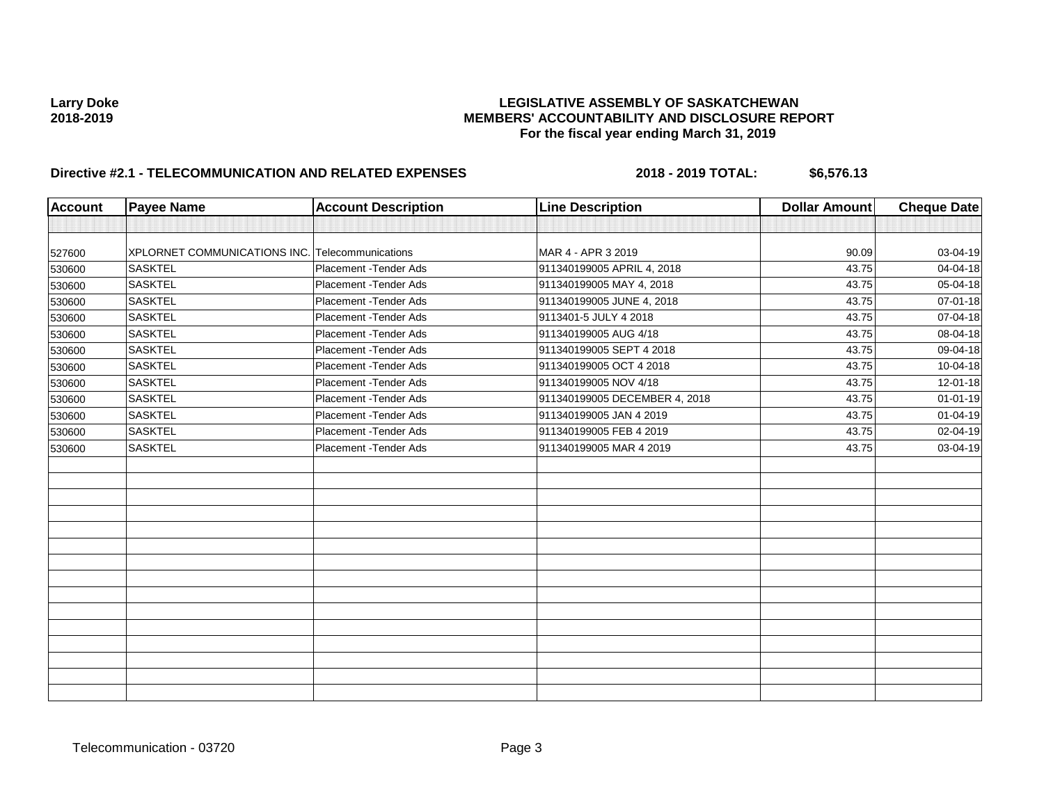**Larry Doke**
**2018-2019**

**LEGISLATIVE ASSEMBLY OF SASKATCHEWAN**
**MEMBERS' ACCOUNTABILITY AND DISCLOSURE REPORT**
**For the fiscal year ending March 31, 2019**

**Directive #2.1 - TELECOMMUNICATION AND RELATED EXPENSES** **2018 - 2019 TOTAL: $6,576.13**

| Account | Payee Name | Account Description | Line Description | Dollar Amount | Cheque Date |
|---|---|---|---|---|---|
| | | | | | |
| 527600 | XPLORNET COMMUNICATIONS INC. | Telecommunications | MAR 4 - APR 3 2019 | 90.09 | 03-04-19 |
| 530600 | SASKTEL | Placement -Tender Ads | 911340199005 APRIL 4, 2018 | 43.75 | 04-04-18 |
| 530600 | SASKTEL | Placement -Tender Ads | 911340199005 MAY 4, 2018 | 43.75 | 05-04-18 |
| 530600 | SASKTEL | Placement -Tender Ads | 911340199005 JUNE 4, 2018 | 43.75 | 07-01-18 |
| 530600 | SASKTEL | Placement -Tender Ads | 9113401-5 JULY 4 2018 | 43.75 | 07-04-18 |
| 530600 | SASKTEL | Placement -Tender Ads | 911340199005 AUG 4/18 | 43.75 | 08-04-18 |
| 530600 | SASKTEL | Placement -Tender Ads | 911340199005 SEPT 4 2018 | 43.75 | 09-04-18 |
| 530600 | SASKTEL | Placement -Tender Ads | 911340199005 OCT 4 2018 | 43.75 | 10-04-18 |
| 530600 | SASKTEL | Placement -Tender Ads | 911340199005 NOV 4/18 | 43.75 | 12-01-18 |
| 530600 | SASKTEL | Placement -Tender Ads | 911340199005 DECEMBER 4, 2018 | 43.75 | 01-01-19 |
| 530600 | SASKTEL | Placement -Tender Ads | 911340199005 JAN 4 2019 | 43.75 | 01-04-19 |
| 530600 | SASKTEL | Placement -Tender Ads | 911340199005 FEB 4 2019 | 43.75 | 02-04-19 |
| 530600 | SASKTEL | Placement -Tender Ads | 911340199005 MAR 4 2019 | 43.75 | 03-04-19 |

Telecommunication - 03720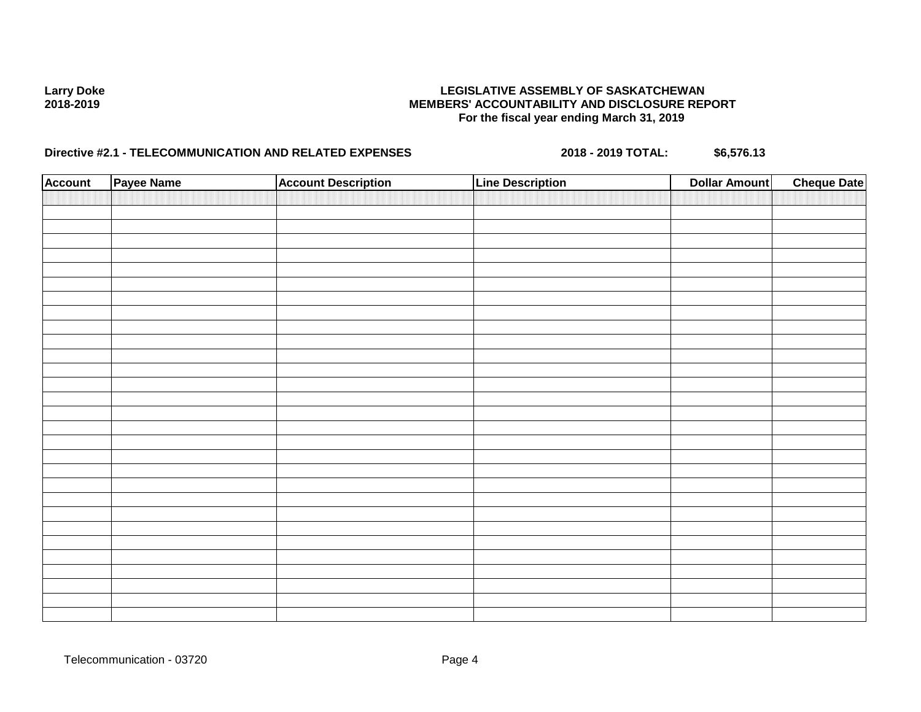**Larry Doke**
**2018-2019**

**LEGISLATIVE ASSEMBLY OF SASKATCHEWAN**
**MEMBERS' ACCOUNTABILITY AND DISCLOSURE REPORT**
**For the fiscal year ending March 31, 2019**

**Directive #2.1 - TELECOMMUNICATION AND RELATED EXPENSES** **2018 - 2019 TOTAL: $6,576.13**

| Account | Payee Name | Account Description | Line Description | Dollar Amount | Cheque Date |
|---|---|---|---|---|---|
| | | | | | |

Telecommunication - 03720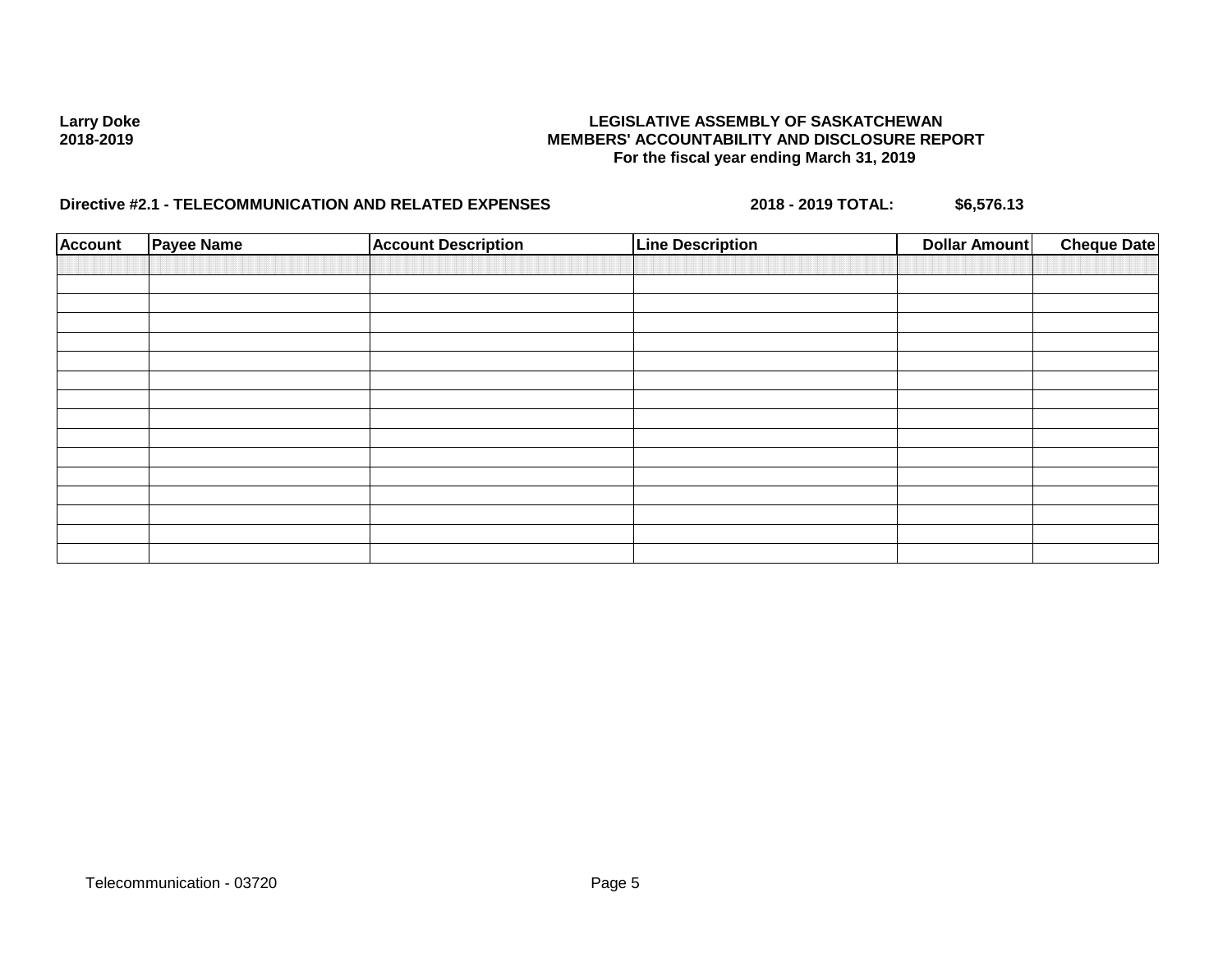**Larry Doke**
**2018-2019**

**LEGISLATIVE ASSEMBLY OF SASKATCHEWAN**
**MEMBERS' ACCOUNTABILITY AND DISCLOSURE REPORT**
**For the fiscal year ending March 31, 2019**

**Directive #2.1 - TELECOMMUNICATION AND RELATED EXPENSES** **2018 - 2019 TOTAL:** **$6,576.13**

| Account | Payee Name | Account Description | Line Description | Dollar Amount | Cheque Date |
|---|---|---|---|---|---|
| | | | | | |
| | | | | | |
| | | | | | |
| | | | | | |
| | | | | | |
| | | | | | |
| | | | | | |
| | | | | | |
| | | | | | |
| | | | | | |
| | | | | | |
| | | | | | |
| | | | | | |
| | | | | | |
| | | | | | |
| | | | | | |

Telecommunication - 03720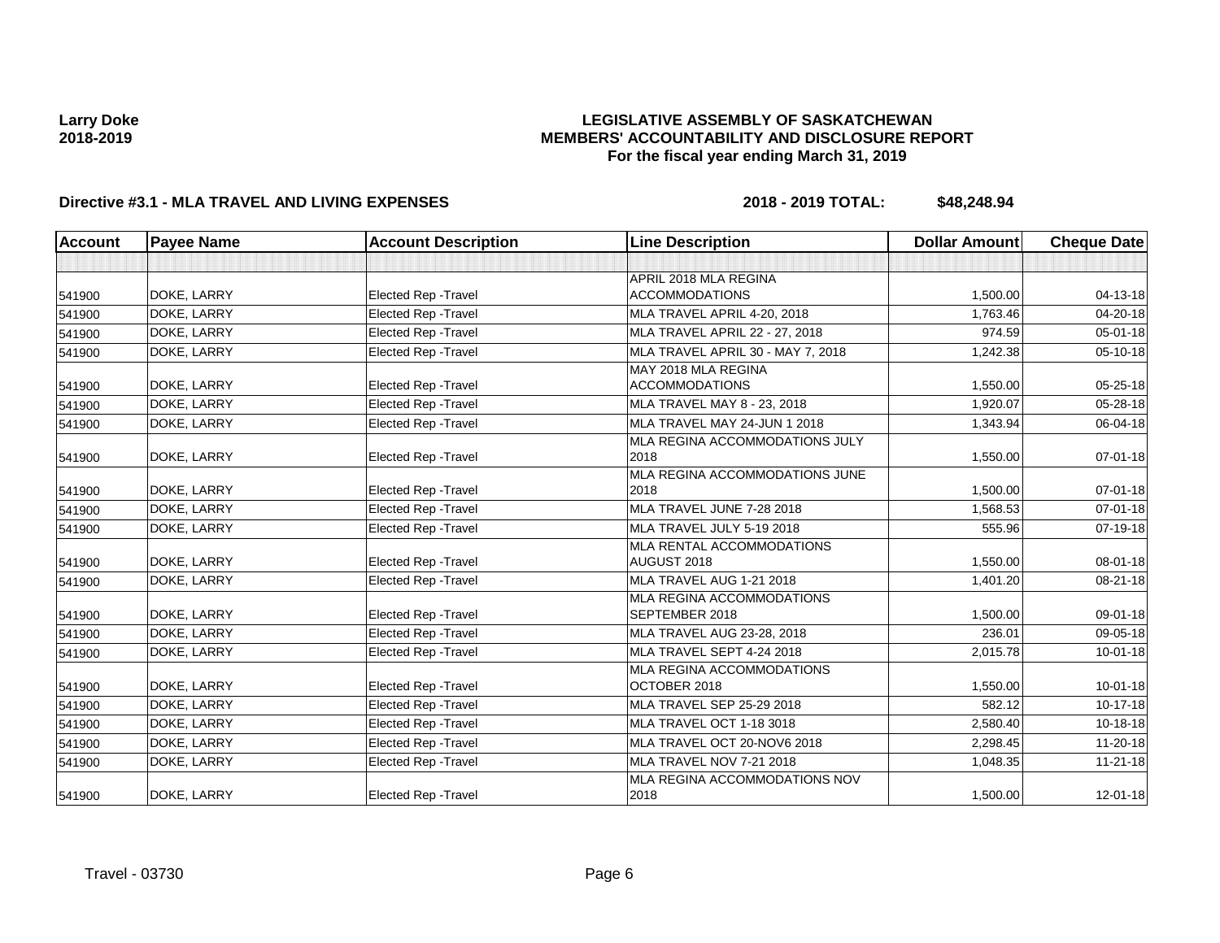**Larry Doke**
**2018-2019**

# LEGISLATIVE ASSEMBLY OF SASKATCHEWAN
## MEMBERS' ACCOUNTABILITY AND DISCLOSURE REPORT
### For the fiscal year ending March 31, 2019

**Directive #3.1 - MLA TRAVEL AND LIVING EXPENSES** **2018 - 2019 TOTAL: $48,248.94**

| Account | Payee Name | Account Description | Line Description | Dollar Amount | Cheque Date |
|---|---|---|---|---|---|
| | | | | | |
| 541900 | DOKE, LARRY | Elected Rep -Travel | APRIL 2018 MLA REGINA ACCOMMODATIONS | 1,500.00 | 04-13-18 |
| 541900 | DOKE, LARRY | Elected Rep -Travel | MLA TRAVEL APRIL 4-20, 2018 | 1,763.46 | 04-20-18 |
| 541900 | DOKE, LARRY | Elected Rep -Travel | MLA TRAVEL APRIL 22 - 27, 2018 | 974.59 | 05-01-18 |
| 541900 | DOKE, LARRY | Elected Rep -Travel | MLA TRAVEL APRIL 30 - MAY 7, 2018 | 1,242.38 | 05-10-18 |
| 541900 | DOKE, LARRY | Elected Rep -Travel | MAY 2018 MLA REGINA ACCOMMODATIONS | 1,550.00 | 05-25-18 |
| 541900 | DOKE, LARRY | Elected Rep -Travel | MLA TRAVEL MAY 8 - 23, 2018 | 1,920.07 | 05-28-18 |
| 541900 | DOKE, LARRY | Elected Rep -Travel | MLA TRAVEL MAY 24-JUN 1 2018 | 1,343.94 | 06-04-18 |
| 541900 | DOKE, LARRY | Elected Rep -Travel | MLA REGINA ACCOMMODATIONS JULY 2018 | 1,550.00 | 07-01-18 |
| 541900 | DOKE, LARRY | Elected Rep -Travel | MLA REGINA ACCOMMODATIONS JUNE 2018 | 1,500.00 | 07-01-18 |
| 541900 | DOKE, LARRY | Elected Rep -Travel | MLA TRAVEL JUNE 7-28 2018 | 1,568.53 | 07-01-18 |
| 541900 | DOKE, LARRY | Elected Rep -Travel | MLA TRAVEL JULY 5-19 2018 | 555.96 | 07-19-18 |
| 541900 | DOKE, LARRY | Elected Rep -Travel | MLA RENTAL ACCOMMODATIONS AUGUST 2018 | 1,550.00 | 08-01-18 |
| 541900 | DOKE, LARRY | Elected Rep -Travel | MLA TRAVEL AUG 1-21 2018 | 1,401.20 | 08-21-18 |
| 541900 | DOKE, LARRY | Elected Rep -Travel | MLA REGINA ACCOMMODATIONS SEPTEMBER 2018 | 1,500.00 | 09-01-18 |
| 541900 | DOKE, LARRY | Elected Rep -Travel | MLA TRAVEL AUG 23-28, 2018 | 236.01 | 09-05-18 |
| 541900 | DOKE, LARRY | Elected Rep -Travel | MLA TRAVEL SEPT 4-24 2018 | 2,015.78 | 10-01-18 |
| 541900 | DOKE, LARRY | Elected Rep -Travel | MLA REGINA ACCOMMODATIONS OCTOBER 2018 | 1,550.00 | 10-01-18 |
| 541900 | DOKE, LARRY | Elected Rep -Travel | MLA TRAVEL SEP 25-29 2018 | 582.12 | 10-17-18 |
| 541900 | DOKE, LARRY | Elected Rep -Travel | MLA TRAVEL OCT 1-18 3018 | 2,580.40 | 10-18-18 |
| 541900 | DOKE, LARRY | Elected Rep -Travel | MLA TRAVEL OCT 20-NOV6 2018 | 2,298.45 | 11-20-18 |
| 541900 | DOKE, LARRY | Elected Rep -Travel | MLA TRAVEL NOV 7-21 2018 | 1,048.35 | 11-21-18 |
| 541900 | DOKE, LARRY | Elected Rep -Travel | MLA REGINA ACCOMMODATIONS NOV 2018 | 1,500.00 | 12-01-18 |

Travel - 03730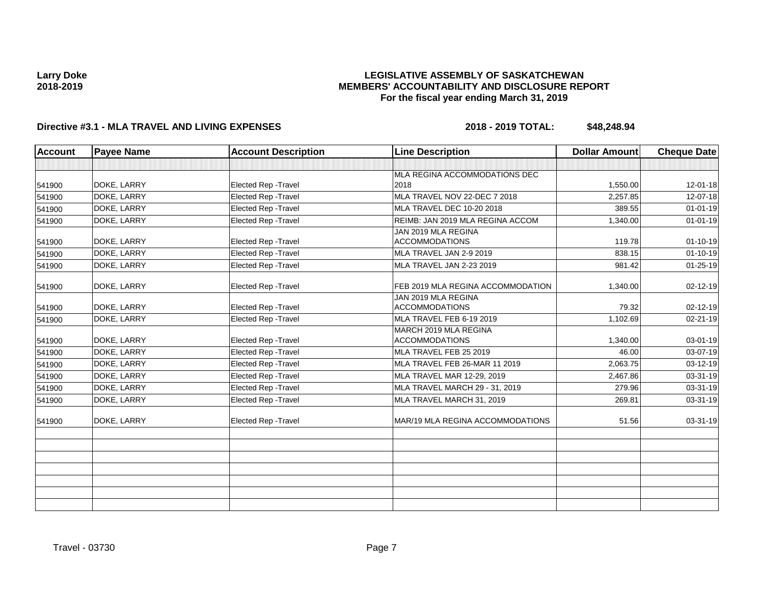**Larry Doke**
**2018-2019**

**LEGISLATIVE ASSEMBLY OF SASKATCHEWAN**
**MEMBERS' ACCOUNTABILITY AND DISCLOSURE REPORT**
**For the fiscal year ending March 31, 2019**

**Directive #3.1 - MLA TRAVEL AND LIVING EXPENSES** **2018 - 2019 TOTAL: $48,248.94**

| Account | Payee Name | Account Description | Line Description | Dollar Amount | Cheque Date |
|---|---|---|---|---|---|
| | | | | | |
| 541900 | DOKE, LARRY | Elected Rep -Travel | MLA REGINA ACCOMMODATIONS DEC 2018 | 1,550.00 | 12-01-18 |
| 541900 | DOKE, LARRY | Elected Rep -Travel | MLA TRAVEL NOV 22-DEC 7 2018 | 2,257.85 | 12-07-18 |
| 541900 | DOKE, LARRY | Elected Rep -Travel | MLA TRAVEL DEC 10-20 2018 | 389.55 | 01-01-19 |
| 541900 | DOKE, LARRY | Elected Rep -Travel | REIMB: JAN 2019 MLA REGINA ACCOM | 1,340.00 | 01-01-19 |
| 541900 | DOKE, LARRY | Elected Rep -Travel | JAN 2019 MLA REGINA ACCOMMODATIONS | 119.78 | 01-10-19 |
| 541900 | DOKE, LARRY | Elected Rep -Travel | MLA TRAVEL JAN 2-9 2019 | 838.15 | 01-10-19 |
| 541900 | DOKE, LARRY | Elected Rep -Travel | MLA TRAVEL JAN 2-23 2019 | 981.42 | 01-25-19 |
| 541900 | DOKE, LARRY | Elected Rep -Travel | FEB 2019 MLA REGINA ACCOMMODATION | 1,340.00 | 02-12-19 |
| 541900 | DOKE, LARRY | Elected Rep -Travel | JAN 2019 MLA REGINA ACCOMMODATIONS | 79.32 | 02-12-19 |
| 541900 | DOKE, LARRY | Elected Rep -Travel | MLA TRAVEL FEB 6-19 2019 | 1,102.69 | 02-21-19 |
| 541900 | DOKE, LARRY | Elected Rep -Travel | MARCH 2019 MLA REGINA ACCOMMODATIONS | 1,340.00 | 03-01-19 |
| 541900 | DOKE, LARRY | Elected Rep -Travel | MLA TRAVEL FEB 25 2019 | 46.00 | 03-07-19 |
| 541900 | DOKE, LARRY | Elected Rep -Travel | MLA TRAVEL FEB 26-MAR 11 2019 | 2,063.75 | 03-12-19 |
| 541900 | DOKE, LARRY | Elected Rep -Travel | MLA TRAVEL MAR 12-29, 2019 | 2,467.86 | 03-31-19 |
| 541900 | DOKE, LARRY | Elected Rep -Travel | MLA TRAVEL MARCH 29 - 31, 2019 | 279.96 | 03-31-19 |
| 541900 | DOKE, LARRY | Elected Rep -Travel | MLA TRAVEL MARCH 31, 2019 | 269.81 | 03-31-19 |
| 541900 | DOKE, LARRY | Elected Rep -Travel | MAR/19 MLA REGINA ACCOMMODATIONS | 51.56 | 03-31-19 |
| | | | | | |
| | | | | | |
| | | | | | |
| | | | | | |
| | | | | | |
| | | | | | |
| | | | | | |

Travel - 03730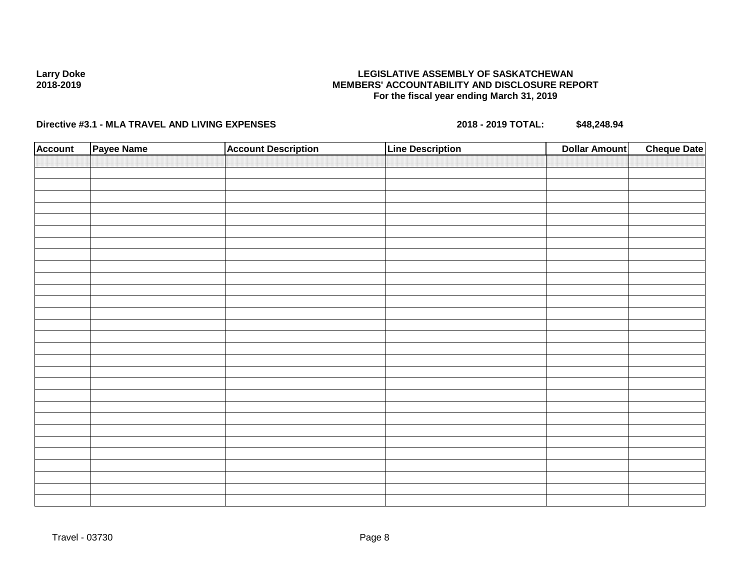**Larry Doke**
**2018-2019**

**LEGISLATIVE ASSEMBLY OF SASKATCHEWAN**
**MEMBERS' ACCOUNTABILITY AND DISCLOSURE REPORT**
**For the fiscal year ending March 31, 2019**

**Directive #3.1 - MLA TRAVEL AND LIVING EXPENSES** **2018 - 2019 TOTAL: $48,248.94**

| Account | Payee Name | Account Description | Line Description | Dollar Amount | Cheque Date |
|---|---|---|---|---|---|
| | | | | | |

Travel - 03730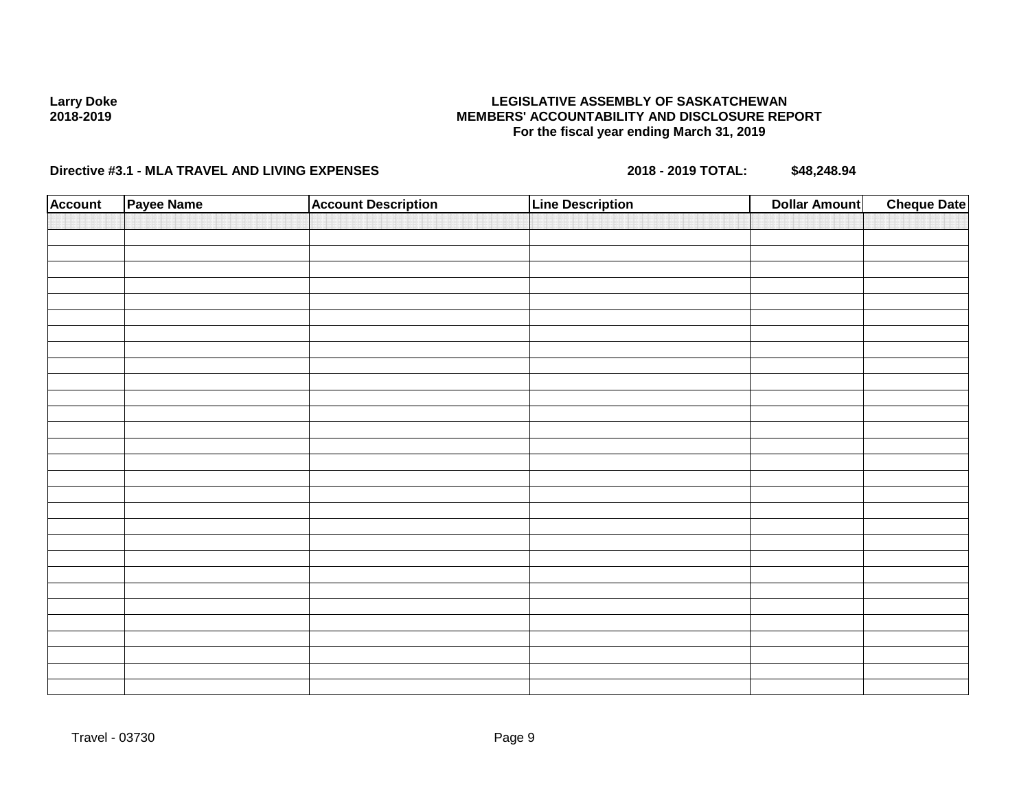**Larry Doke**
**2018-2019**

**LEGISLATIVE ASSEMBLY OF SASKATCHEWAN**
**MEMBERS' ACCOUNTABILITY AND DISCLOSURE REPORT**
**For the fiscal year ending March 31, 2019**

**Directive #3.1 - MLA TRAVEL AND LIVING EXPENSES** **2018 - 2019 TOTAL: $48,248.94**

| Account | Payee Name | Account Description | Line Description | Dollar Amount | Cheque Date |
|---|---|---|---|---|---|
| | | | | | |
| | | | | | |
| | | | | | |
| | | | | | |
| | | | | | |
| | | | | | |
| | | | | | |
| | | | | | |
| | | | | | |
| | | | | | |
| | | | | | |
| | | | | | |
| | | | | | |
| | | | | | |
| | | | | | |
| | | | | | |
| | | | | | |
| | | | | | |
| | | | | | |
| | | | | | |
| | | | | | |
| | | | | | |
| | | | | | |
| | | | | | |
| | | | | | |
| | | | | | |
| | | | | | |
| | | | | | |
| | | | | | |

Travel - 03730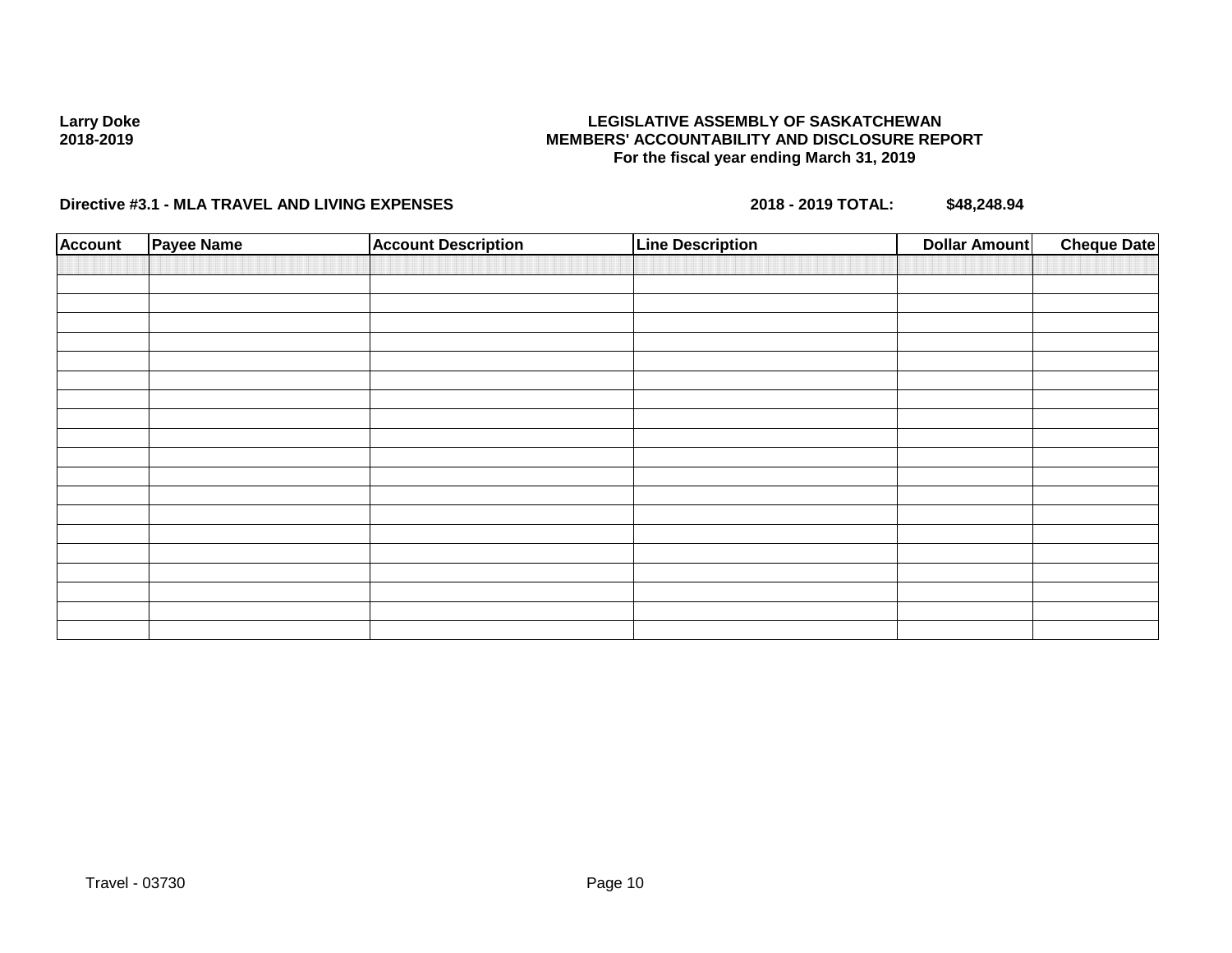**Larry Doke**
**2018-2019**

**LEGISLATIVE ASSEMBLY OF SASKATCHEWAN**
**MEMBERS' ACCOUNTABILITY AND DISCLOSURE REPORT**
**For the fiscal year ending March 31, 2019**

**Directive #3.1 - MLA TRAVEL AND LIVING EXPENSES** **2018 - 2019 TOTAL: $48,248.94**

| Account | Payee Name | Account Description | Line Description | Dollar Amount | Cheque Date |
|---|---|---|---|---|---|
| | | | | | |
| | | | | | |
| | | | | | |
| | | | | | |
| | | | | | |
| | | | | | |
| | | | | | |
| | | | | | |
| | | | | | |
| | | | | | |
| | | | | | |
| | | | | | |
| | | | | | |
| | | | | | |
| | | | | | |
| | | | | | |
| | | | | | |
| | | | | | |
| | | | | | |

Travel - 03730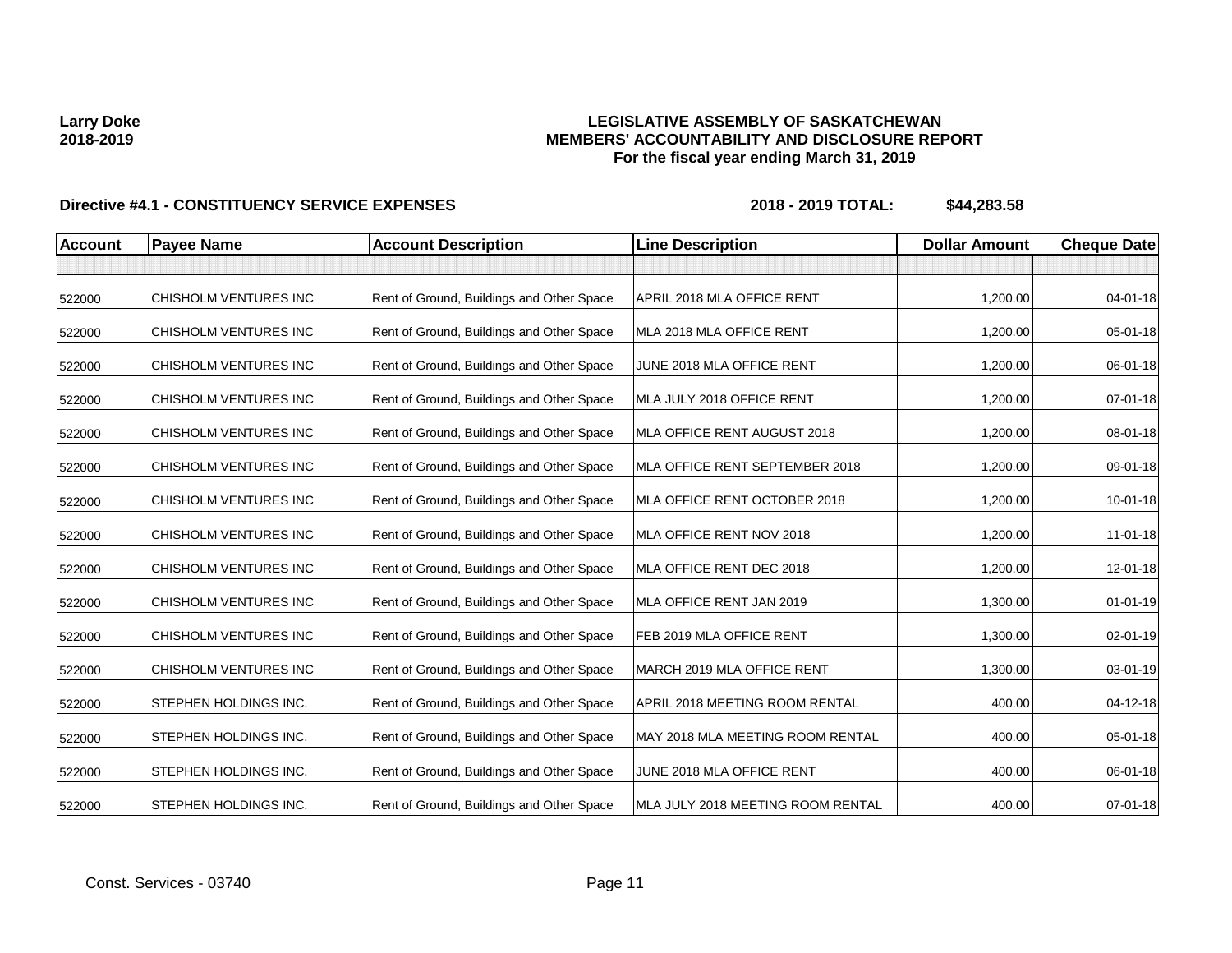**Larry Doke**
**2018-2019**

# LEGISLATIVE ASSEMBLY OF SASKATCHEWAN
## MEMBERS' ACCOUNTABILITY AND DISCLOSURE REPORT
### For the fiscal year ending March 31, 2019

**Directive #4.1 - CONSTITUENCY SERVICE EXPENSES** **2018 - 2019 TOTAL: $44,283.58**

| Account | Payee Name | Account Description | Line Description | Dollar Amount | Cheque Date |
|---|---|---|---|---|---|
| | | | | | |
| 522000 | CHISHOLM VENTURES INC | Rent of Ground, Buildings and Other Space | APRIL 2018 MLA OFFICE RENT | 1,200.00 | 04-01-18 |
| 522000 | CHISHOLM VENTURES INC | Rent of Ground, Buildings and Other Space | MLA 2018 MLA OFFICE RENT | 1,200.00 | 05-01-18 |
| 522000 | CHISHOLM VENTURES INC | Rent of Ground, Buildings and Other Space | JUNE 2018 MLA OFFICE RENT | 1,200.00 | 06-01-18 |
| 522000 | CHISHOLM VENTURES INC | Rent of Ground, Buildings and Other Space | MLA JULY 2018 OFFICE RENT | 1,200.00 | 07-01-18 |
| 522000 | CHISHOLM VENTURES INC | Rent of Ground, Buildings and Other Space | MLA OFFICE RENT AUGUST 2018 | 1,200.00 | 08-01-18 |
| 522000 | CHISHOLM VENTURES INC | Rent of Ground, Buildings and Other Space | MLA OFFICE RENT SEPTEMBER 2018 | 1,200.00 | 09-01-18 |
| 522000 | CHISHOLM VENTURES INC | Rent of Ground, Buildings and Other Space | MLA OFFICE RENT OCTOBER 2018 | 1,200.00 | 10-01-18 |
| 522000 | CHISHOLM VENTURES INC | Rent of Ground, Buildings and Other Space | MLA OFFICE RENT NOV 2018 | 1,200.00 | 11-01-18 |
| 522000 | CHISHOLM VENTURES INC | Rent of Ground, Buildings and Other Space | MLA OFFICE RENT DEC 2018 | 1,200.00 | 12-01-18 |
| 522000 | CHISHOLM VENTURES INC | Rent of Ground, Buildings and Other Space | MLA OFFICE RENT JAN 2019 | 1,300.00 | 01-01-19 |
| 522000 | CHISHOLM VENTURES INC | Rent of Ground, Buildings and Other Space | FEB 2019 MLA OFFICE RENT | 1,300.00 | 02-01-19 |
| 522000 | CHISHOLM VENTURES INC | Rent of Ground, Buildings and Other Space | MARCH 2019 MLA OFFICE RENT | 1,300.00 | 03-01-19 |
| 522000 | STEPHEN HOLDINGS INC. | Rent of Ground, Buildings and Other Space | APRIL 2018 MEETING ROOM RENTAL | 400.00 | 04-12-18 |
| 522000 | STEPHEN HOLDINGS INC. | Rent of Ground, Buildings and Other Space | MAY 2018 MLA MEETING ROOM RENTAL | 400.00 | 05-01-18 |
| 522000 | STEPHEN HOLDINGS INC. | Rent of Ground, Buildings and Other Space | JUNE 2018 MLA OFFICE RENT | 400.00 | 06-01-18 |
| 522000 | STEPHEN HOLDINGS INC. | Rent of Ground, Buildings and Other Space | MLA JULY 2018 MEETING ROOM RENTAL | 400.00 | 07-01-18 |

Const. Services - 03740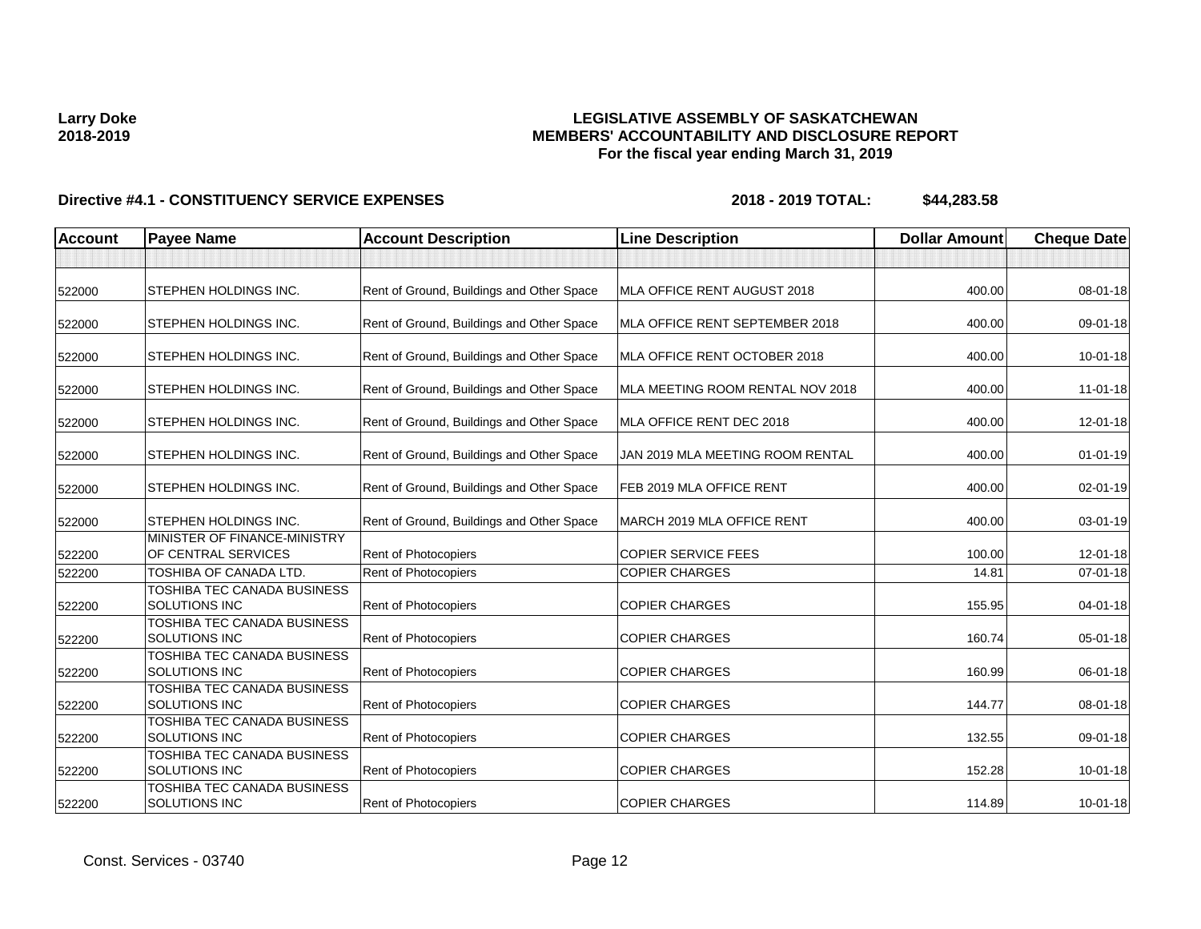**Larry Doke**
**2018-2019**

# LEGISLATIVE ASSEMBLY OF SASKATCHEWAN
## MEMBERS' ACCOUNTABILITY AND DISCLOSURE REPORT
### For the fiscal year ending March 31, 2019

**Directive #4.1 - CONSTITUENCY SERVICE EXPENSES** **2018 - 2019 TOTAL: $44,283.58**

| Account | Payee Name | Account Description | Line Description | Dollar Amount | Cheque Date |
|---|---|---|---|---|---|
| | | | | | |
| 522000 | STEPHEN HOLDINGS INC. | Rent of Ground, Buildings and Other Space | MLA OFFICE RENT AUGUST 2018 | 400.00 | 08-01-18 |
| 522000 | STEPHEN HOLDINGS INC. | Rent of Ground, Buildings and Other Space | MLA OFFICE RENT SEPTEMBER 2018 | 400.00 | 09-01-18 |
| 522000 | STEPHEN HOLDINGS INC. | Rent of Ground, Buildings and Other Space | MLA OFFICE RENT OCTOBER 2018 | 400.00 | 10-01-18 |
| 522000 | STEPHEN HOLDINGS INC. | Rent of Ground, Buildings and Other Space | MLA MEETING ROOM RENTAL NOV 2018 | 400.00 | 11-01-18 |
| 522000 | STEPHEN HOLDINGS INC. | Rent of Ground, Buildings and Other Space | MLA OFFICE RENT DEC 2018 | 400.00 | 12-01-18 |
| 522000 | STEPHEN HOLDINGS INC. | Rent of Ground, Buildings and Other Space | JAN 2019 MLA MEETING ROOM RENTAL | 400.00 | 01-01-19 |
| 522000 | STEPHEN HOLDINGS INC. | Rent of Ground, Buildings and Other Space | FEB 2019 MLA OFFICE RENT | 400.00 | 02-01-19 |
| 522000 | STEPHEN HOLDINGS INC. | Rent of Ground, Buildings and Other Space | MARCH 2019 MLA OFFICE RENT | 400.00 | 03-01-19 |
| 522200 | MINISTER OF FINANCE-MINISTRY OF CENTRAL SERVICES | Rent of Photocopiers | COPIER SERVICE FEES | 100.00 | 12-01-18 |
| 522200 | TOSHIBA OF CANADA LTD. | Rent of Photocopiers | COPIER CHARGES | 14.81 | 07-01-18 |
| 522200 | TOSHIBA TEC CANADA BUSINESS SOLUTIONS INC | Rent of Photocopiers | COPIER CHARGES | 155.95 | 04-01-18 |
| 522200 | TOSHIBA TEC CANADA BUSINESS SOLUTIONS INC | Rent of Photocopiers | COPIER CHARGES | 160.74 | 05-01-18 |
| 522200 | TOSHIBA TEC CANADA BUSINESS SOLUTIONS INC | Rent of Photocopiers | COPIER CHARGES | 160.99 | 06-01-18 |
| 522200 | TOSHIBA TEC CANADA BUSINESS SOLUTIONS INC | Rent of Photocopiers | COPIER CHARGES | 144.77 | 08-01-18 |
| 522200 | TOSHIBA TEC CANADA BUSINESS SOLUTIONS INC | Rent of Photocopiers | COPIER CHARGES | 132.55 | 09-01-18 |
| 522200 | TOSHIBA TEC CANADA BUSINESS SOLUTIONS INC | Rent of Photocopiers | COPIER CHARGES | 152.28 | 10-01-18 |
| 522200 | TOSHIBA TEC CANADA BUSINESS SOLUTIONS INC | Rent of Photocopiers | COPIER CHARGES | 114.89 | 10-01-18 |

Const. Services - 03740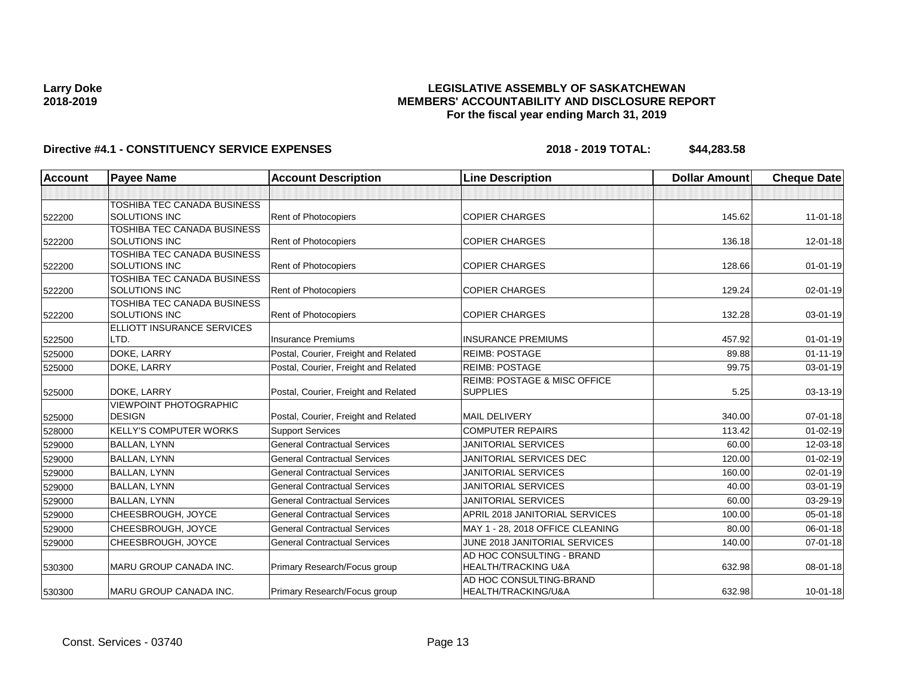**Larry Doke**
**2018-2019**

**LEGISLATIVE ASSEMBLY OF SASKATCHEWAN**
**MEMBERS' ACCOUNTABILITY AND DISCLOSURE REPORT**
**For the fiscal year ending March 31, 2019**

**Directive #4.1 - CONSTITUENCY SERVICE EXPENSES** **2018 - 2019 TOTAL: $44,283.58**

| Account | Payee Name | Account Description | Line Description | Dollar Amount | Cheque Date |
|---|---|---|---|---|---|
| | | | | | |
| 522200 | TOSHIBA TEC CANADA BUSINESS SOLUTIONS INC | Rent of Photocopiers | COPIER CHARGES | 145.62 | 11-01-18 |
| 522200 | TOSHIBA TEC CANADA BUSINESS SOLUTIONS INC | Rent of Photocopiers | COPIER CHARGES | 136.18 | 12-01-18 |
| 522200 | TOSHIBA TEC CANADA BUSINESS SOLUTIONS INC | Rent of Photocopiers | COPIER CHARGES | 128.66 | 01-01-19 |
| 522200 | TOSHIBA TEC CANADA BUSINESS SOLUTIONS INC | Rent of Photocopiers | COPIER CHARGES | 129.24 | 02-01-19 |
| 522200 | TOSHIBA TEC CANADA BUSINESS SOLUTIONS INC | Rent of Photocopiers | COPIER CHARGES | 132.28 | 03-01-19 |
| 522500 | ELLIOTT INSURANCE SERVICES LTD. | Insurance Premiums | INSURANCE PREMIUMS | 457.92 | 01-01-19 |
| 525000 | DOKE, LARRY | Postal, Courier, Freight and Related | REIMB: POSTAGE | 89.88 | 01-11-19 |
| 525000 | DOKE, LARRY | Postal, Courier, Freight and Related | REIMB: POSTAGE | 99.75 | 03-01-19 |
| 525000 | DOKE, LARRY | Postal, Courier, Freight and Related | REIMB: POSTAGE & MISC OFFICE SUPPLIES | 5.25 | 03-13-19 |
| 525000 | VIEWPOINT PHOTOGRAPHIC DESIGN | Postal, Courier, Freight and Related | MAIL DELIVERY | 340.00 | 07-01-18 |
| 528000 | KELLY'S COMPUTER WORKS | Support Services | COMPUTER REPAIRS | 113.42 | 01-02-19 |
| 529000 | BALLAN, LYNN | General Contractual Services | JANITORIAL SERVICES | 60.00 | 12-03-18 |
| 529000 | BALLAN, LYNN | General Contractual Services | JANITORIAL SERVICES DEC | 120.00 | 01-02-19 |
| 529000 | BALLAN, LYNN | General Contractual Services | JANITORIAL SERVICES | 160.00 | 02-01-19 |
| 529000 | BALLAN, LYNN | General Contractual Services | JANITORIAL SERVICES | 40.00 | 03-01-19 |
| 529000 | BALLAN, LYNN | General Contractual Services | JANITORIAL SERVICES | 60.00 | 03-29-19 |
| 529000 | CHEESBROUGH, JOYCE | General Contractual Services | APRIL 2018 JANITORIAL SERVICES | 100.00 | 05-01-18 |
| 529000 | CHEESBROUGH, JOYCE | General Contractual Services | MAY 1 - 28, 2018 OFFICE CLEANING | 80.00 | 06-01-18 |
| 529000 | CHEESBROUGH, JOYCE | General Contractual Services | JUNE 2018 JANITORIAL SERVICES | 140.00 | 07-01-18 |
| 530300 | MARU GROUP CANADA INC. | Primary Research/Focus group | AD HOC CONSULTING - BRAND HEALTH/TRACKING U&A | 632.98 | 08-01-18 |
| 530300 | MARU GROUP CANADA INC. | Primary Research/Focus group | AD HOC CONSULTING-BRAND HEALTH/TRACKING/U&A | 632.98 | 10-01-18 |

Const. Services - 03740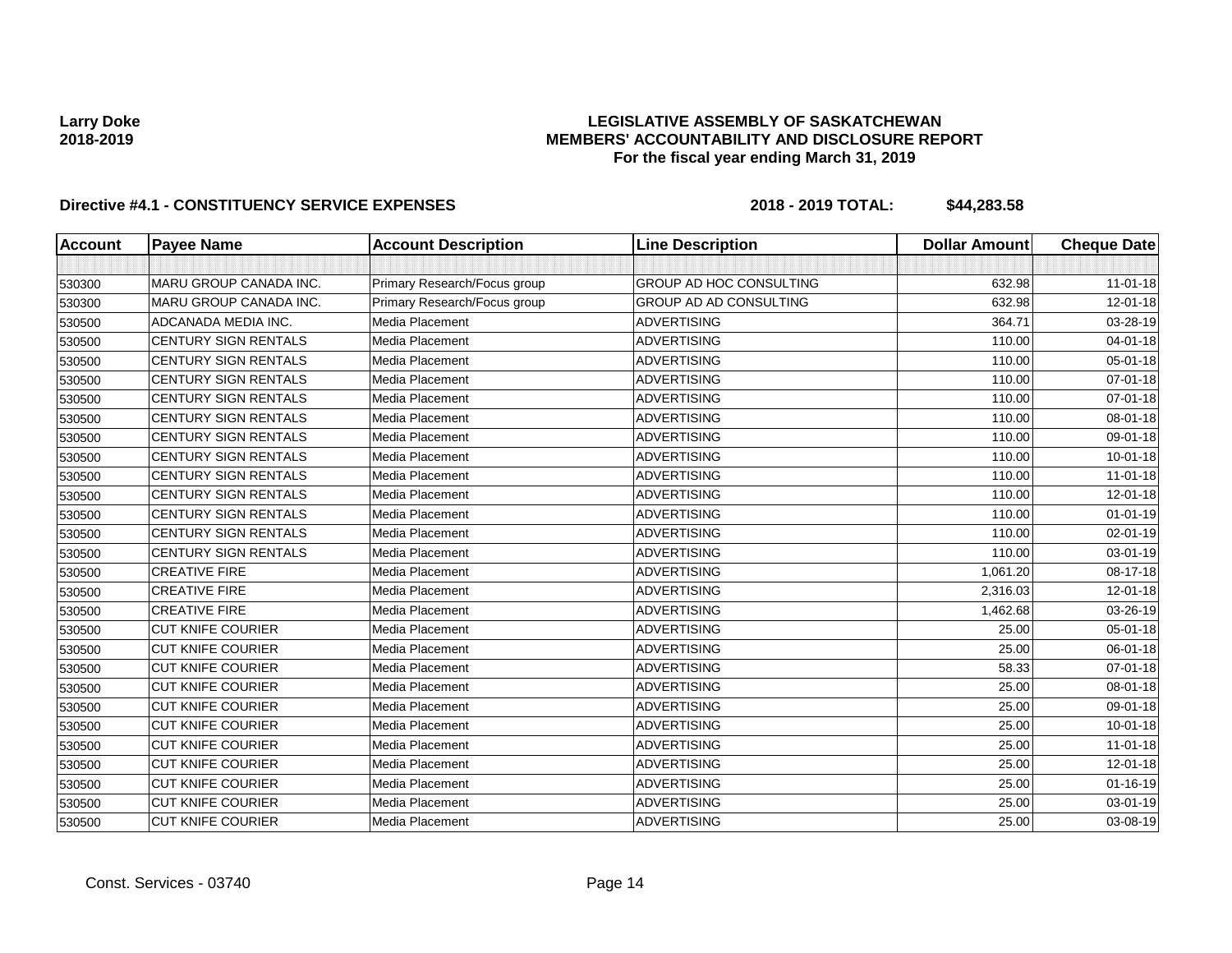**Larry Doke**
**2018-2019**

**LEGISLATIVE ASSEMBLY OF SASKATCHEWAN**
**MEMBERS' ACCOUNTABILITY AND DISCLOSURE REPORT**
**For the fiscal year ending March 31, 2019**

**Directive #4.1 - CONSTITUENCY SERVICE EXPENSES** **2018 - 2019 TOTAL: $44,283.58**

| Account | Payee Name | Account Description | Line Description | Dollar Amount | Cheque Date |
|---|---|---|---|---|---|
| | | | | | |
| 530300 | MARU GROUP CANADA INC. | Primary Research/Focus group | GROUP AD HOC CONSULTING | 632.98 | 11-01-18 |
| 530300 | MARU GROUP CANADA INC. | Primary Research/Focus group | GROUP AD AD CONSULTING | 632.98 | 12-01-18 |
| 530500 | ADCANADA MEDIA INC. | Media Placement | ADVERTISING | 364.71 | 03-28-19 |
| 530500 | CENTURY SIGN RENTALS | Media Placement | ADVERTISING | 110.00 | 04-01-18 |
| 530500 | CENTURY SIGN RENTALS | Media Placement | ADVERTISING | 110.00 | 05-01-18 |
| 530500 | CENTURY SIGN RENTALS | Media Placement | ADVERTISING | 110.00 | 07-01-18 |
| 530500 | CENTURY SIGN RENTALS | Media Placement | ADVERTISING | 110.00 | 07-01-18 |
| 530500 | CENTURY SIGN RENTALS | Media Placement | ADVERTISING | 110.00 | 08-01-18 |
| 530500 | CENTURY SIGN RENTALS | Media Placement | ADVERTISING | 110.00 | 09-01-18 |
| 530500 | CENTURY SIGN RENTALS | Media Placement | ADVERTISING | 110.00 | 10-01-18 |
| 530500 | CENTURY SIGN RENTALS | Media Placement | ADVERTISING | 110.00 | 11-01-18 |
| 530500 | CENTURY SIGN RENTALS | Media Placement | ADVERTISING | 110.00 | 12-01-18 |
| 530500 | CENTURY SIGN RENTALS | Media Placement | ADVERTISING | 110.00 | 01-01-19 |
| 530500 | CENTURY SIGN RENTALS | Media Placement | ADVERTISING | 110.00 | 02-01-19 |
| 530500 | CENTURY SIGN RENTALS | Media Placement | ADVERTISING | 110.00 | 03-01-19 |
| 530500 | CREATIVE FIRE | Media Placement | ADVERTISING | 1,061.20 | 08-17-18 |
| 530500 | CREATIVE FIRE | Media Placement | ADVERTISING | 2,316.03 | 12-01-18 |
| 530500 | CREATIVE FIRE | Media Placement | ADVERTISING | 1,462.68 | 03-26-19 |
| 530500 | CUT KNIFE COURIER | Media Placement | ADVERTISING | 25.00 | 05-01-18 |
| 530500 | CUT KNIFE COURIER | Media Placement | ADVERTISING | 25.00 | 06-01-18 |
| 530500 | CUT KNIFE COURIER | Media Placement | ADVERTISING | 58.33 | 07-01-18 |
| 530500 | CUT KNIFE COURIER | Media Placement | ADVERTISING | 25.00 | 08-01-18 |
| 530500 | CUT KNIFE COURIER | Media Placement | ADVERTISING | 25.00 | 09-01-18 |
| 530500 | CUT KNIFE COURIER | Media Placement | ADVERTISING | 25.00 | 10-01-18 |
| 530500 | CUT KNIFE COURIER | Media Placement | ADVERTISING | 25.00 | 11-01-18 |
| 530500 | CUT KNIFE COURIER | Media Placement | ADVERTISING | 25.00 | 12-01-18 |
| 530500 | CUT KNIFE COURIER | Media Placement | ADVERTISING | 25.00 | 01-16-19 |
| 530500 | CUT KNIFE COURIER | Media Placement | ADVERTISING | 25.00 | 03-01-19 |
| 530500 | CUT KNIFE COURIER | Media Placement | ADVERTISING | 25.00 | 03-08-19 |

Const. Services - 03740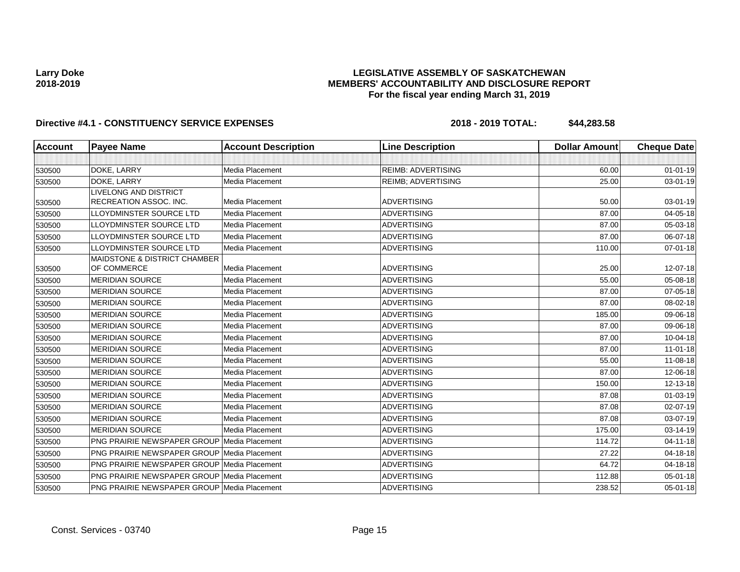**Larry Doke**
**2018-2019**

# LEGISLATIVE ASSEMBLY OF SASKATCHEWAN
## MEMBERS' ACCOUNTABILITY AND DISCLOSURE REPORT
### For the fiscal year ending March 31, 2019

**Directive #4.1 - CONSTITUENCY SERVICE EXPENSES** **2018 - 2019 TOTAL: $44,283.58**

| Account | Payee Name | Account Description | Line Description | Dollar Amount | Cheque Date |
|---|---|---|---|---|---|
| | | | | | |
| 530500 | DOKE, LARRY | Media Placement | REIMB: ADVERTISING | 60.00 | 01-01-19 |
| 530500 | DOKE, LARRY | Media Placement | REIMB; ADVERTISING | 25.00 | 03-01-19 |
| 530500 | LIVELONG AND DISTRICT RECREATION ASSOC. INC. | Media Placement | ADVERTISING | 50.00 | 03-01-19 |
| 530500 | LLOYDMINSTER SOURCE LTD | Media Placement | ADVERTISING | 87.00 | 04-05-18 |
| 530500 | LLOYDMINSTER SOURCE LTD | Media Placement | ADVERTISING | 87.00 | 05-03-18 |
| 530500 | LLOYDMINSTER SOURCE LTD | Media Placement | ADVERTISING | 87.00 | 06-07-18 |
| 530500 | LLOYDMINSTER SOURCE LTD | Media Placement | ADVERTISING | 110.00 | 07-01-18 |
| 530500 | MAIDSTONE & DISTRICT CHAMBER OF COMMERCE | Media Placement | ADVERTISING | 25.00 | 12-07-18 |
| 530500 | MERIDIAN SOURCE | Media Placement | ADVERTISING | 55.00 | 05-08-18 |
| 530500 | MERIDIAN SOURCE | Media Placement | ADVERTISING | 87.00 | 07-05-18 |
| 530500 | MERIDIAN SOURCE | Media Placement | ADVERTISING | 87.00 | 08-02-18 |
| 530500 | MERIDIAN SOURCE | Media Placement | ADVERTISING | 185.00 | 09-06-18 |
| 530500 | MERIDIAN SOURCE | Media Placement | ADVERTISING | 87.00 | 09-06-18 |
| 530500 | MERIDIAN SOURCE | Media Placement | ADVERTISING | 87.00 | 10-04-18 |
| 530500 | MERIDIAN SOURCE | Media Placement | ADVERTISING | 87.00 | 11-01-18 |
| 530500 | MERIDIAN SOURCE | Media Placement | ADVERTISING | 55.00 | 11-08-18 |
| 530500 | MERIDIAN SOURCE | Media Placement | ADVERTISING | 87.00 | 12-06-18 |
| 530500 | MERIDIAN SOURCE | Media Placement | ADVERTISING | 150.00 | 12-13-18 |
| 530500 | MERIDIAN SOURCE | Media Placement | ADVERTISING | 87.08 | 01-03-19 |
| 530500 | MERIDIAN SOURCE | Media Placement | ADVERTISING | 87.08 | 02-07-19 |
| 530500 | MERIDIAN SOURCE | Media Placement | ADVERTISING | 87.08 | 03-07-19 |
| 530500 | MERIDIAN SOURCE | Media Placement | ADVERTISING | 175.00 | 03-14-19 |
| 530500 | PNG PRAIRIE NEWSPAPER GROUP | Media Placement | ADVERTISING | 114.72 | 04-11-18 |
| 530500 | PNG PRAIRIE NEWSPAPER GROUP | Media Placement | ADVERTISING | 27.22 | 04-18-18 |
| 530500 | PNG PRAIRIE NEWSPAPER GROUP | Media Placement | ADVERTISING | 64.72 | 04-18-18 |
| 530500 | PNG PRAIRIE NEWSPAPER GROUP | Media Placement | ADVERTISING | 112.88 | 05-01-18 |
| 530500 | PNG PRAIRIE NEWSPAPER GROUP | Media Placement | ADVERTISING | 238.52 | 05-01-18 |

Const. Services - 03740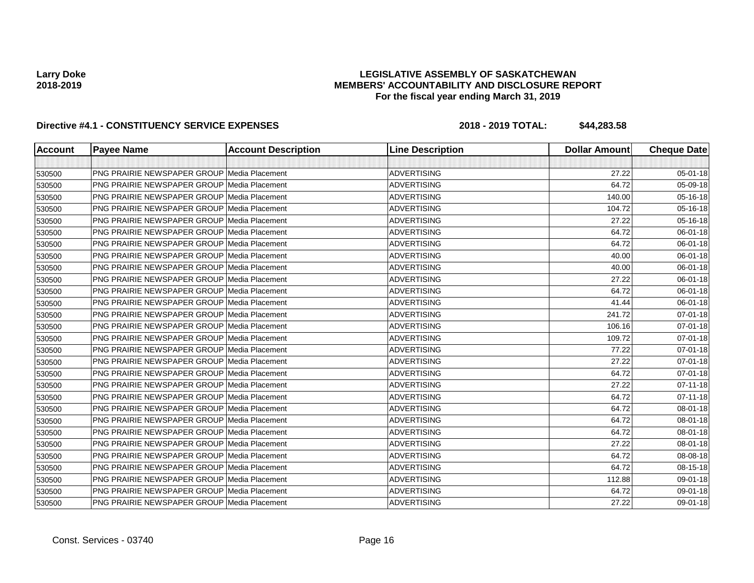**Larry Doke**
**2018-2019**

# LEGISLATIVE ASSEMBLY OF SASKATCHEWAN
## MEMBERS' ACCOUNTABILITY AND DISCLOSURE REPORT
### For the fiscal year ending March 31, 2019

**Directive #4.1 - CONSTITUENCY SERVICE EXPENSES** **2018 - 2019 TOTAL: $44,283.58**

| Account | Payee Name | Account Description | Line Description | Dollar Amount | Cheque Date |
|---|---|---|---|---|---|
| | | | | | |
| 530500 | PNG PRAIRIE NEWSPAPER GROUP | Media Placement | ADVERTISING | 27.22 | 05-01-18 |
| 530500 | PNG PRAIRIE NEWSPAPER GROUP | Media Placement | ADVERTISING | 64.72 | 05-09-18 |
| 530500 | PNG PRAIRIE NEWSPAPER GROUP | Media Placement | ADVERTISING | 140.00 | 05-16-18 |
| 530500 | PNG PRAIRIE NEWSPAPER GROUP | Media Placement | ADVERTISING | 104.72 | 05-16-18 |
| 530500 | PNG PRAIRIE NEWSPAPER GROUP | Media Placement | ADVERTISING | 27.22 | 05-16-18 |
| 530500 | PNG PRAIRIE NEWSPAPER GROUP | Media Placement | ADVERTISING | 64.72 | 06-01-18 |
| 530500 | PNG PRAIRIE NEWSPAPER GROUP | Media Placement | ADVERTISING | 64.72 | 06-01-18 |
| 530500 | PNG PRAIRIE NEWSPAPER GROUP | Media Placement | ADVERTISING | 40.00 | 06-01-18 |
| 530500 | PNG PRAIRIE NEWSPAPER GROUP | Media Placement | ADVERTISING | 40.00 | 06-01-18 |
| 530500 | PNG PRAIRIE NEWSPAPER GROUP | Media Placement | ADVERTISING | 27.22 | 06-01-18 |
| 530500 | PNG PRAIRIE NEWSPAPER GROUP | Media Placement | ADVERTISING | 64.72 | 06-01-18 |
| 530500 | PNG PRAIRIE NEWSPAPER GROUP | Media Placement | ADVERTISING | 41.44 | 06-01-18 |
| 530500 | PNG PRAIRIE NEWSPAPER GROUP | Media Placement | ADVERTISING | 241.72 | 07-01-18 |
| 530500 | PNG PRAIRIE NEWSPAPER GROUP | Media Placement | ADVERTISING | 106.16 | 07-01-18 |
| 530500 | PNG PRAIRIE NEWSPAPER GROUP | Media Placement | ADVERTISING | 109.72 | 07-01-18 |
| 530500 | PNG PRAIRIE NEWSPAPER GROUP | Media Placement | ADVERTISING | 77.22 | 07-01-18 |
| 530500 | PNG PRAIRIE NEWSPAPER GROUP | Media Placement | ADVERTISING | 27.22 | 07-01-18 |
| 530500 | PNG PRAIRIE NEWSPAPER GROUP | Media Placement | ADVERTISING | 64.72 | 07-01-18 |
| 530500 | PNG PRAIRIE NEWSPAPER GROUP | Media Placement | ADVERTISING | 27.22 | 07-11-18 |
| 530500 | PNG PRAIRIE NEWSPAPER GROUP | Media Placement | ADVERTISING | 64.72 | 07-11-18 |
| 530500 | PNG PRAIRIE NEWSPAPER GROUP | Media Placement | ADVERTISING | 64.72 | 08-01-18 |
| 530500 | PNG PRAIRIE NEWSPAPER GROUP | Media Placement | ADVERTISING | 64.72 | 08-01-18 |
| 530500 | PNG PRAIRIE NEWSPAPER GROUP | Media Placement | ADVERTISING | 64.72 | 08-01-18 |
| 530500 | PNG PRAIRIE NEWSPAPER GROUP | Media Placement | ADVERTISING | 27.22 | 08-01-18 |
| 530500 | PNG PRAIRIE NEWSPAPER GROUP | Media Placement | ADVERTISING | 64.72 | 08-08-18 |
| 530500 | PNG PRAIRIE NEWSPAPER GROUP | Media Placement | ADVERTISING | 64.72 | 08-15-18 |
| 530500 | PNG PRAIRIE NEWSPAPER GROUP | Media Placement | ADVERTISING | 112.88 | 09-01-18 |
| 530500 | PNG PRAIRIE NEWSPAPER GROUP | Media Placement | ADVERTISING | 64.72 | 09-01-18 |
| 530500 | PNG PRAIRIE NEWSPAPER GROUP | Media Placement | ADVERTISING | 27.22 | 09-01-18 |

Const. Services - 03740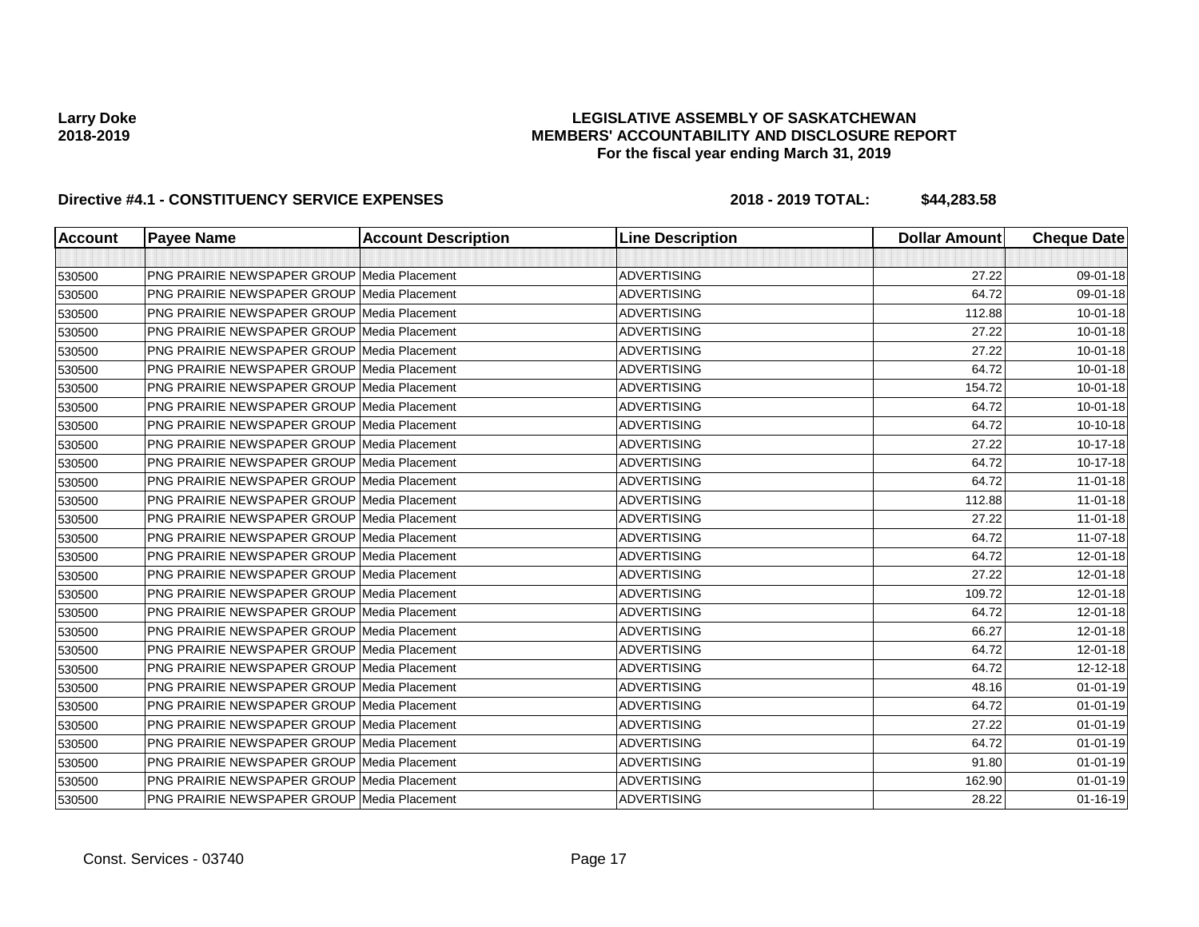**Larry Doke**
**2018-2019**

**LEGISLATIVE ASSEMBLY OF SASKATCHEWAN**
**MEMBERS' ACCOUNTABILITY AND DISCLOSURE REPORT**
**For the fiscal year ending March 31, 2019**

**Directive #4.1 - CONSTITUENCY SERVICE EXPENSES** **2018 - 2019 TOTAL: $44,283.58**

| Account | Payee Name | Account Description | Line Description | Dollar Amount | Cheque Date |
|---|---|---|---|---|---|
| | | | | | |
| 530500 | PNG PRAIRIE NEWSPAPER GROUP | Media Placement | ADVERTISING | 27.22 | 09-01-18 |
| 530500 | PNG PRAIRIE NEWSPAPER GROUP | Media Placement | ADVERTISING | 64.72 | 09-01-18 |
| 530500 | PNG PRAIRIE NEWSPAPER GROUP | Media Placement | ADVERTISING | 112.88 | 10-01-18 |
| 530500 | PNG PRAIRIE NEWSPAPER GROUP | Media Placement | ADVERTISING | 27.22 | 10-01-18 |
| 530500 | PNG PRAIRIE NEWSPAPER GROUP | Media Placement | ADVERTISING | 27.22 | 10-01-18 |
| 530500 | PNG PRAIRIE NEWSPAPER GROUP | Media Placement | ADVERTISING | 64.72 | 10-01-18 |
| 530500 | PNG PRAIRIE NEWSPAPER GROUP | Media Placement | ADVERTISING | 154.72 | 10-01-18 |
| 530500 | PNG PRAIRIE NEWSPAPER GROUP | Media Placement | ADVERTISING | 64.72 | 10-01-18 |
| 530500 | PNG PRAIRIE NEWSPAPER GROUP | Media Placement | ADVERTISING | 64.72 | 10-10-18 |
| 530500 | PNG PRAIRIE NEWSPAPER GROUP | Media Placement | ADVERTISING | 27.22 | 10-17-18 |
| 530500 | PNG PRAIRIE NEWSPAPER GROUP | Media Placement | ADVERTISING | 64.72 | 10-17-18 |
| 530500 | PNG PRAIRIE NEWSPAPER GROUP | Media Placement | ADVERTISING | 64.72 | 11-01-18 |
| 530500 | PNG PRAIRIE NEWSPAPER GROUP | Media Placement | ADVERTISING | 112.88 | 11-01-18 |
| 530500 | PNG PRAIRIE NEWSPAPER GROUP | Media Placement | ADVERTISING | 27.22 | 11-01-18 |
| 530500 | PNG PRAIRIE NEWSPAPER GROUP | Media Placement | ADVERTISING | 64.72 | 11-07-18 |
| 530500 | PNG PRAIRIE NEWSPAPER GROUP | Media Placement | ADVERTISING | 64.72 | 12-01-18 |
| 530500 | PNG PRAIRIE NEWSPAPER GROUP | Media Placement | ADVERTISING | 27.22 | 12-01-18 |
| 530500 | PNG PRAIRIE NEWSPAPER GROUP | Media Placement | ADVERTISING | 109.72 | 12-01-18 |
| 530500 | PNG PRAIRIE NEWSPAPER GROUP | Media Placement | ADVERTISING | 64.72 | 12-01-18 |
| 530500 | PNG PRAIRIE NEWSPAPER GROUP | Media Placement | ADVERTISING | 66.27 | 12-01-18 |
| 530500 | PNG PRAIRIE NEWSPAPER GROUP | Media Placement | ADVERTISING | 64.72 | 12-01-18 |
| 530500 | PNG PRAIRIE NEWSPAPER GROUP | Media Placement | ADVERTISING | 64.72 | 12-12-18 |
| 530500 | PNG PRAIRIE NEWSPAPER GROUP | Media Placement | ADVERTISING | 48.16 | 01-01-19 |
| 530500 | PNG PRAIRIE NEWSPAPER GROUP | Media Placement | ADVERTISING | 64.72 | 01-01-19 |
| 530500 | PNG PRAIRIE NEWSPAPER GROUP | Media Placement | ADVERTISING | 27.22 | 01-01-19 |
| 530500 | PNG PRAIRIE NEWSPAPER GROUP | Media Placement | ADVERTISING | 64.72 | 01-01-19 |
| 530500 | PNG PRAIRIE NEWSPAPER GROUP | Media Placement | ADVERTISING | 91.80 | 01-01-19 |
| 530500 | PNG PRAIRIE NEWSPAPER GROUP | Media Placement | ADVERTISING | 162.90 | 01-01-19 |
| 530500 | PNG PRAIRIE NEWSPAPER GROUP | Media Placement | ADVERTISING | 28.22 | 01-16-19 |

Const. Services - 03740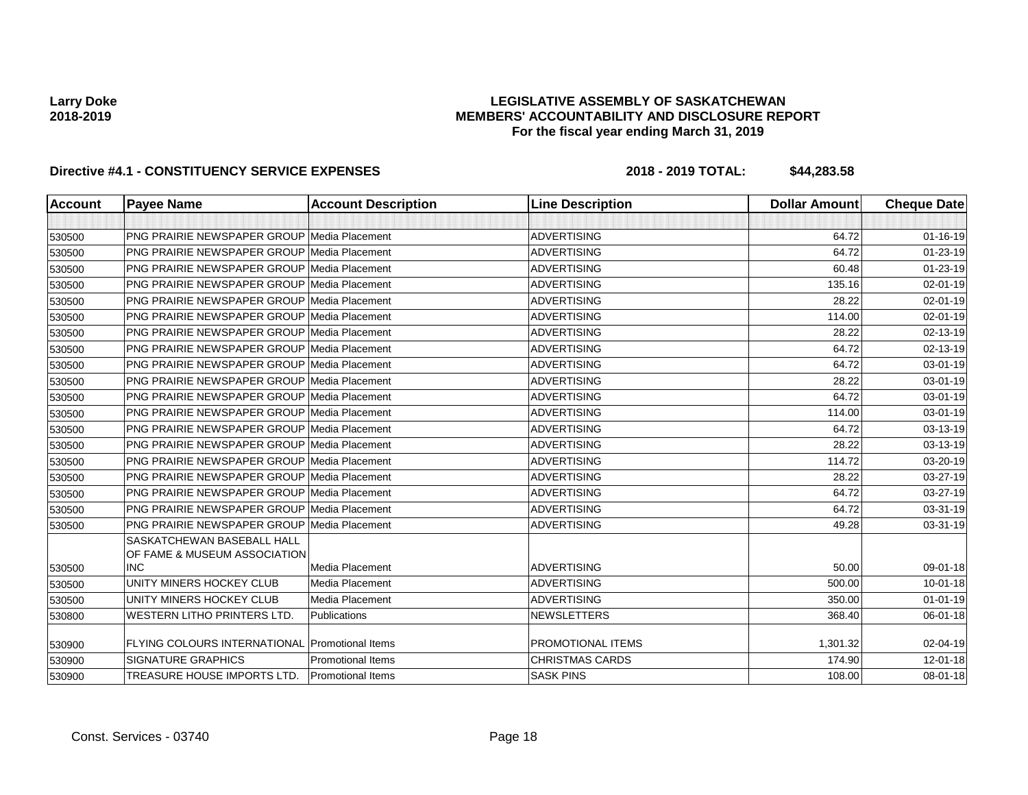Larry Doke
2018-2019

**LEGISLATIVE ASSEMBLY OF SASKATCHEWAN**
**MEMBERS' ACCOUNTABILITY AND DISCLOSURE REPORT**
**For the fiscal year ending March 31, 2019**

**Directive #4.1 - CONSTITUENCY SERVICE EXPENSES** **2018 - 2019 TOTAL: $44,283.58**

| Account | Payee Name | Account Description | Line Description | Dollar Amount | Cheque Date |
|---|---|---|---|---|---|
| | | | | | |
| 530500 | PNG PRAIRIE NEWSPAPER GROUP | Media Placement | ADVERTISING | 64.72 | 01-16-19 |
| 530500 | PNG PRAIRIE NEWSPAPER GROUP | Media Placement | ADVERTISING | 64.72 | 01-23-19 |
| 530500 | PNG PRAIRIE NEWSPAPER GROUP | Media Placement | ADVERTISING | 60.48 | 01-23-19 |
| 530500 | PNG PRAIRIE NEWSPAPER GROUP | Media Placement | ADVERTISING | 135.16 | 02-01-19 |
| 530500 | PNG PRAIRIE NEWSPAPER GROUP | Media Placement | ADVERTISING | 28.22 | 02-01-19 |
| 530500 | PNG PRAIRIE NEWSPAPER GROUP | Media Placement | ADVERTISING | 114.00 | 02-01-19 |
| 530500 | PNG PRAIRIE NEWSPAPER GROUP | Media Placement | ADVERTISING | 28.22 | 02-13-19 |
| 530500 | PNG PRAIRIE NEWSPAPER GROUP | Media Placement | ADVERTISING | 64.72 | 02-13-19 |
| 530500 | PNG PRAIRIE NEWSPAPER GROUP | Media Placement | ADVERTISING | 64.72 | 03-01-19 |
| 530500 | PNG PRAIRIE NEWSPAPER GROUP | Media Placement | ADVERTISING | 28.22 | 03-01-19 |
| 530500 | PNG PRAIRIE NEWSPAPER GROUP | Media Placement | ADVERTISING | 64.72 | 03-01-19 |
| 530500 | PNG PRAIRIE NEWSPAPER GROUP | Media Placement | ADVERTISING | 114.00 | 03-01-19 |
| 530500 | PNG PRAIRIE NEWSPAPER GROUP | Media Placement | ADVERTISING | 64.72 | 03-13-19 |
| 530500 | PNG PRAIRIE NEWSPAPER GROUP | Media Placement | ADVERTISING | 28.22 | 03-13-19 |
| 530500 | PNG PRAIRIE NEWSPAPER GROUP | Media Placement | ADVERTISING | 114.72 | 03-20-19 |
| 530500 | PNG PRAIRIE NEWSPAPER GROUP | Media Placement | ADVERTISING | 28.22 | 03-27-19 |
| 530500 | PNG PRAIRIE NEWSPAPER GROUP | Media Placement | ADVERTISING | 64.72 | 03-27-19 |
| 530500 | PNG PRAIRIE NEWSPAPER GROUP | Media Placement | ADVERTISING | 64.72 | 03-31-19 |
| 530500 | PNG PRAIRIE NEWSPAPER GROUP | Media Placement | ADVERTISING | 49.28 | 03-31-19 |
| 530500 | SASKATCHEWAN BASEBALL HALL OF FAME & MUSEUM ASSOCIATION INC | Media Placement | ADVERTISING | 50.00 | 09-01-18 |
| 530500 | UNITY MINERS HOCKEY CLUB | Media Placement | ADVERTISING | 500.00 | 10-01-18 |
| 530500 | UNITY MINERS HOCKEY CLUB | Media Placement | ADVERTISING | 350.00 | 01-01-19 |
| 530800 | WESTERN LITHO PRINTERS LTD. | Publications | NEWSLETTERS | 368.40 | 06-01-18 |
| 530900 | FLYING COLOURS INTERNATIONAL | Promotional Items | PROMOTIONAL ITEMS | 1,301.32 | 02-04-19 |
| 530900 | SIGNATURE GRAPHICS | Promotional Items | CHRISTMAS CARDS | 174.90 | 12-01-18 |
| 530900 | TREASURE HOUSE IMPORTS LTD. | Promotional Items | SASK PINS | 108.00 | 08-01-18 |

Const. Services - 03740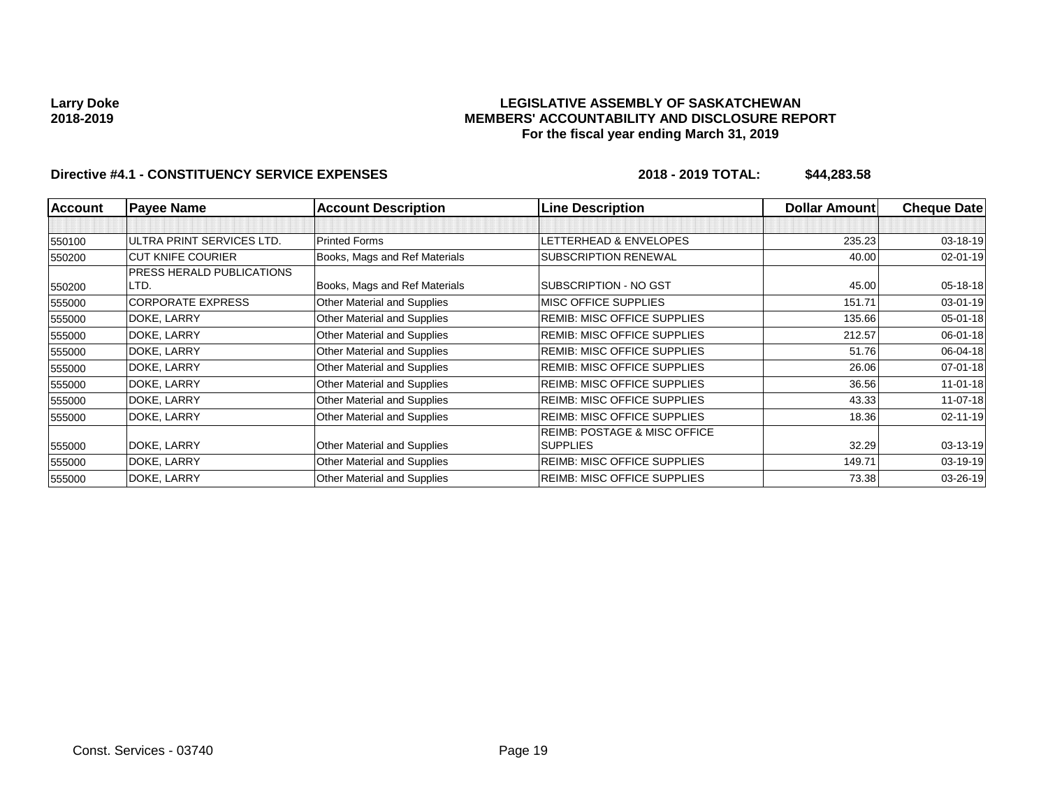**Larry Doke**
**2018-2019**

# LEGISLATIVE ASSEMBLY OF SASKATCHEWAN
## MEMBERS' ACCOUNTABILITY AND DISCLOSURE REPORT
### For the fiscal year ending March 31, 2019

**Directive #4.1 - CONSTITUENCY SERVICE EXPENSES** **2018 - 2019 TOTAL: $44,283.58**

| Account | Payee Name | Account Description | Line Description | Dollar Amount | Cheque Date |
|---|---|---|---|---|---|
| | | | | | |
| 550100 | ULTRA PRINT SERVICES LTD. | Printed Forms | LETTERHEAD & ENVELOPES | 235.23 | 03-18-19 |
| 550200 | CUT KNIFE COURIER | Books, Mags and Ref Materials | SUBSCRIPTION RENEWAL | 40.00 | 02-01-19 |
| 550200 | PRESS HERALD PUBLICATIONS LTD. | Books, Mags and Ref Materials | SUBSCRIPTION - NO GST | 45.00 | 05-18-18 |
| 555000 | CORPORATE EXPRESS | Other Material and Supplies | MISC OFFICE SUPPLIES | 151.71 | 03-01-19 |
| 555000 | DOKE, LARRY | Other Material and Supplies | REMIB: MISC OFFICE SUPPLIES | 135.66 | 05-01-18 |
| 555000 | DOKE, LARRY | Other Material and Supplies | REMIB: MISC OFFICE SUPPLIES | 212.57 | 06-01-18 |
| 555000 | DOKE, LARRY | Other Material and Supplies | REMIB: MISC OFFICE SUPPLIES | 51.76 | 06-04-18 |
| 555000 | DOKE, LARRY | Other Material and Supplies | REMIB: MISC OFFICE SUPPLIES | 26.06 | 07-01-18 |
| 555000 | DOKE, LARRY | Other Material and Supplies | REIMB: MISC OFFICE SUPPLIES | 36.56 | 11-01-18 |
| 555000 | DOKE, LARRY | Other Material and Supplies | REIMB: MISC OFFICE SUPPLIES | 43.33 | 11-07-18 |
| 555000 | DOKE, LARRY | Other Material and Supplies | REIMB: MISC OFFICE SUPPLIES | 18.36 | 02-11-19 |
| 555000 | DOKE, LARRY | Other Material and Supplies | REIMB: POSTAGE & MISC OFFICE SUPPLIES | 32.29 | 03-13-19 |
| 555000 | DOKE, LARRY | Other Material and Supplies | REIMB: MISC OFFICE SUPPLIES | 149.71 | 03-19-19 |
| 555000 | DOKE, LARRY | Other Material and Supplies | REIMB: MISC OFFICE SUPPLIES | 73.38 | 03-26-19 |

Const. Services - 03740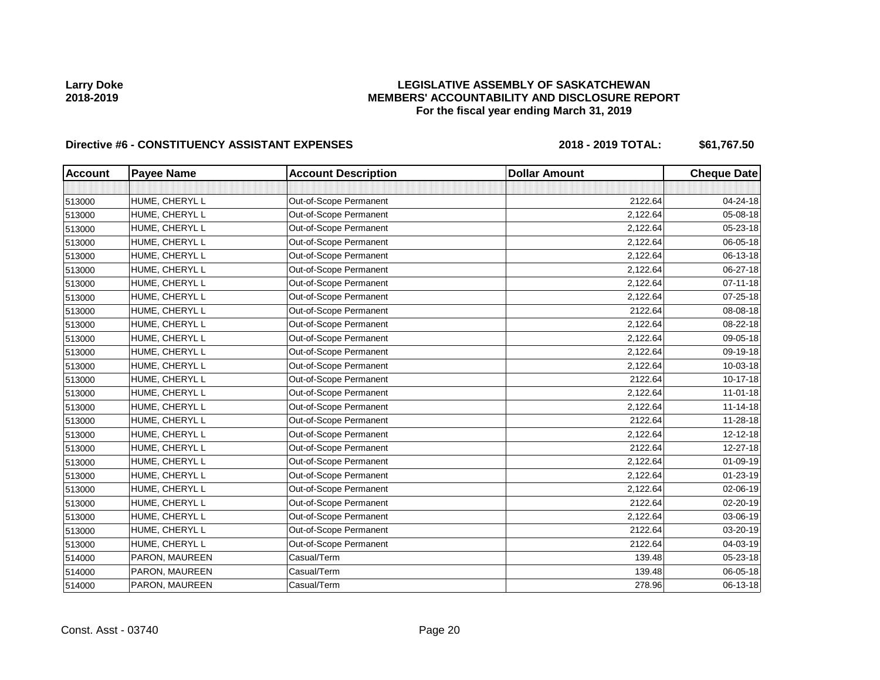**Larry Doke**
**2018-2019**

**LEGISLATIVE ASSEMBLY OF SASKATCHEWAN**
**MEMBERS' ACCOUNTABILITY AND DISCLOSURE REPORT**
**For the fiscal year ending March 31, 2019**

**Directive #6 - CONSTITUENCY ASSISTANT EXPENSES** **2018 - 2019 TOTAL: $61,767.50**

| Account | Payee Name | Account Description | Dollar Amount | Cheque Date |
|---|---|---|---|---|
| | | | | |
| 513000 | HUME, CHERYL L | Out-of-Scope Permanent | 2122.64 | 04-24-18 |
| 513000 | HUME, CHERYL L | Out-of-Scope Permanent | 2,122.64 | 05-08-18 |
| 513000 | HUME, CHERYL L | Out-of-Scope Permanent | 2,122.64 | 05-23-18 |
| 513000 | HUME, CHERYL L | Out-of-Scope Permanent | 2,122.64 | 06-05-18 |
| 513000 | HUME, CHERYL L | Out-of-Scope Permanent | 2,122.64 | 06-13-18 |
| 513000 | HUME, CHERYL L | Out-of-Scope Permanent | 2,122.64 | 06-27-18 |
| 513000 | HUME, CHERYL L | Out-of-Scope Permanent | 2,122.64 | 07-11-18 |
| 513000 | HUME, CHERYL L | Out-of-Scope Permanent | 2,122.64 | 07-25-18 |
| 513000 | HUME, CHERYL L | Out-of-Scope Permanent | 2122.64 | 08-08-18 |
| 513000 | HUME, CHERYL L | Out-of-Scope Permanent | 2,122.64 | 08-22-18 |
| 513000 | HUME, CHERYL L | Out-of-Scope Permanent | 2,122.64 | 09-05-18 |
| 513000 | HUME, CHERYL L | Out-of-Scope Permanent | 2,122.64 | 09-19-18 |
| 513000 | HUME, CHERYL L | Out-of-Scope Permanent | 2,122.64 | 10-03-18 |
| 513000 | HUME, CHERYL L | Out-of-Scope Permanent | 2122.64 | 10-17-18 |
| 513000 | HUME, CHERYL L | Out-of-Scope Permanent | 2,122.64 | 11-01-18 |
| 513000 | HUME, CHERYL L | Out-of-Scope Permanent | 2,122.64 | 11-14-18 |
| 513000 | HUME, CHERYL L | Out-of-Scope Permanent | 2122.64 | 11-28-18 |
| 513000 | HUME, CHERYL L | Out-of-Scope Permanent | 2,122.64 | 12-12-18 |
| 513000 | HUME, CHERYL L | Out-of-Scope Permanent | 2122.64 | 12-27-18 |
| 513000 | HUME, CHERYL L | Out-of-Scope Permanent | 2,122.64 | 01-09-19 |
| 513000 | HUME, CHERYL L | Out-of-Scope Permanent | 2,122.64 | 01-23-19 |
| 513000 | HUME, CHERYL L | Out-of-Scope Permanent | 2,122.64 | 02-06-19 |
| 513000 | HUME, CHERYL L | Out-of-Scope Permanent | 2122.64 | 02-20-19 |
| 513000 | HUME, CHERYL L | Out-of-Scope Permanent | 2,122.64 | 03-06-19 |
| 513000 | HUME, CHERYL L | Out-of-Scope Permanent | 2122.64 | 03-20-19 |
| 513000 | HUME, CHERYL L | Out-of-Scope Permanent | 2122.64 | 04-03-19 |
| 514000 | PARON, MAUREEN | Casual/Term | 139.48 | 05-23-18 |
| 514000 | PARON, MAUREEN | Casual/Term | 139.48 | 06-05-18 |
| 514000 | PARON, MAUREEN | Casual/Term | 278.96 | 06-13-18 |

Const. Asst - 03740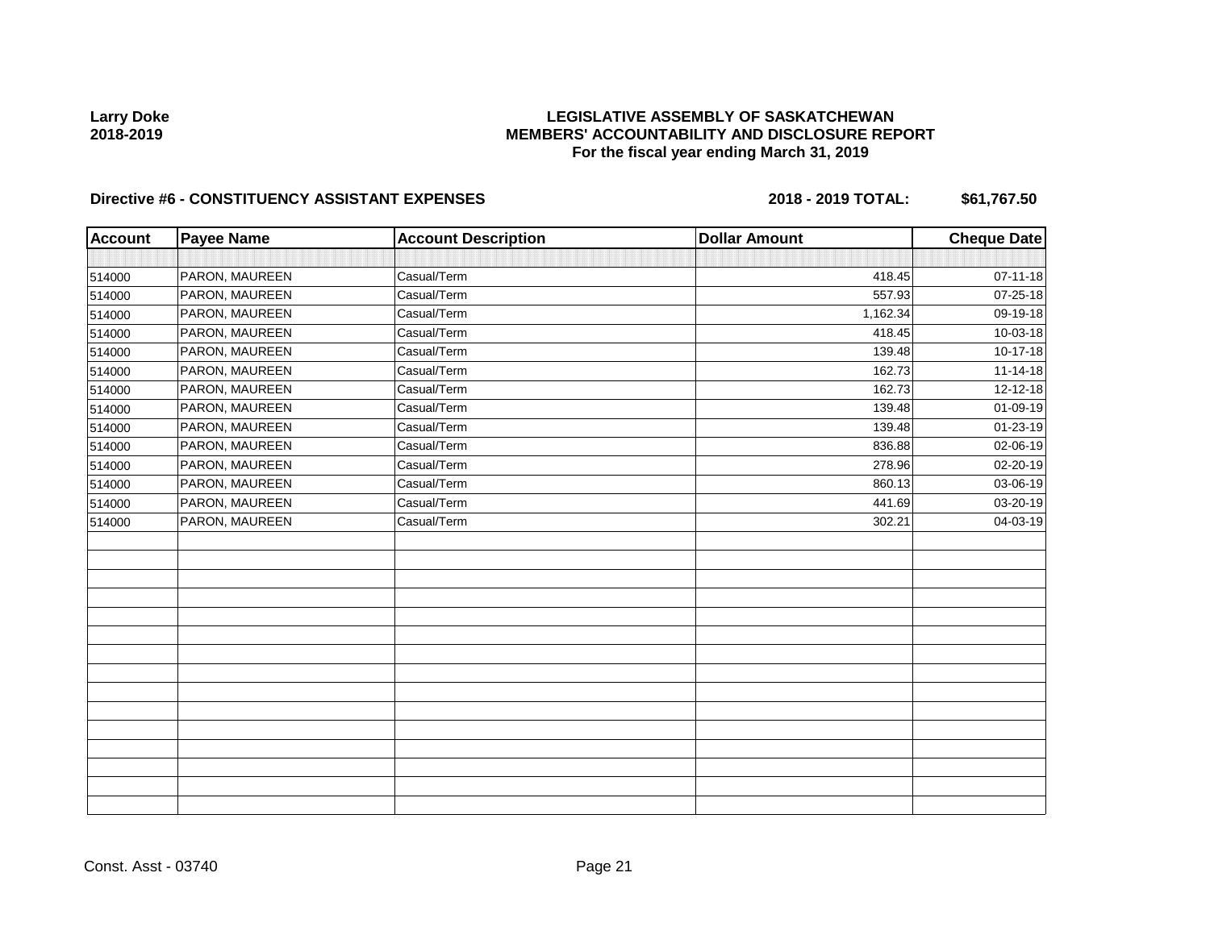**Larry Doke**
**2018-2019**

# LEGISLATIVE ASSEMBLY OF SASKATCHEWAN
## MEMBERS' ACCOUNTABILITY AND DISCLOSURE REPORT
### For the fiscal year ending March 31, 2019

**Directive #6 - CONSTITUENCY ASSISTANT EXPENSES** **2018 - 2019 TOTAL: $61,767.50**

| Account | Payee Name | Account Description | Dollar Amount | Cheque Date |
|---|---|---|---|---|
| | | | | |
| 514000 | PARON, MAUREEN | Casual/Term | 418.45 | 07-11-18 |
| 514000 | PARON, MAUREEN | Casual/Term | 557.93 | 07-25-18 |
| 514000 | PARON, MAUREEN | Casual/Term | 1,162.34 | 09-19-18 |
| 514000 | PARON, MAUREEN | Casual/Term | 418.45 | 10-03-18 |
| 514000 | PARON, MAUREEN | Casual/Term | 139.48 | 10-17-18 |
| 514000 | PARON, MAUREEN | Casual/Term | 162.73 | 11-14-18 |
| 514000 | PARON, MAUREEN | Casual/Term | 162.73 | 12-12-18 |
| 514000 | PARON, MAUREEN | Casual/Term | 139.48 | 01-09-19 |
| 514000 | PARON, MAUREEN | Casual/Term | 139.48 | 01-23-19 |
| 514000 | PARON, MAUREEN | Casual/Term | 836.88 | 02-06-19 |
| 514000 | PARON, MAUREEN | Casual/Term | 278.96 | 02-20-19 |
| 514000 | PARON, MAUREEN | Casual/Term | 860.13 | 03-06-19 |
| 514000 | PARON, MAUREEN | Casual/Term | 441.69 | 03-20-19 |
| 514000 | PARON, MAUREEN | Casual/Term | 302.21 | 04-03-19 |

Const. Asst - 03740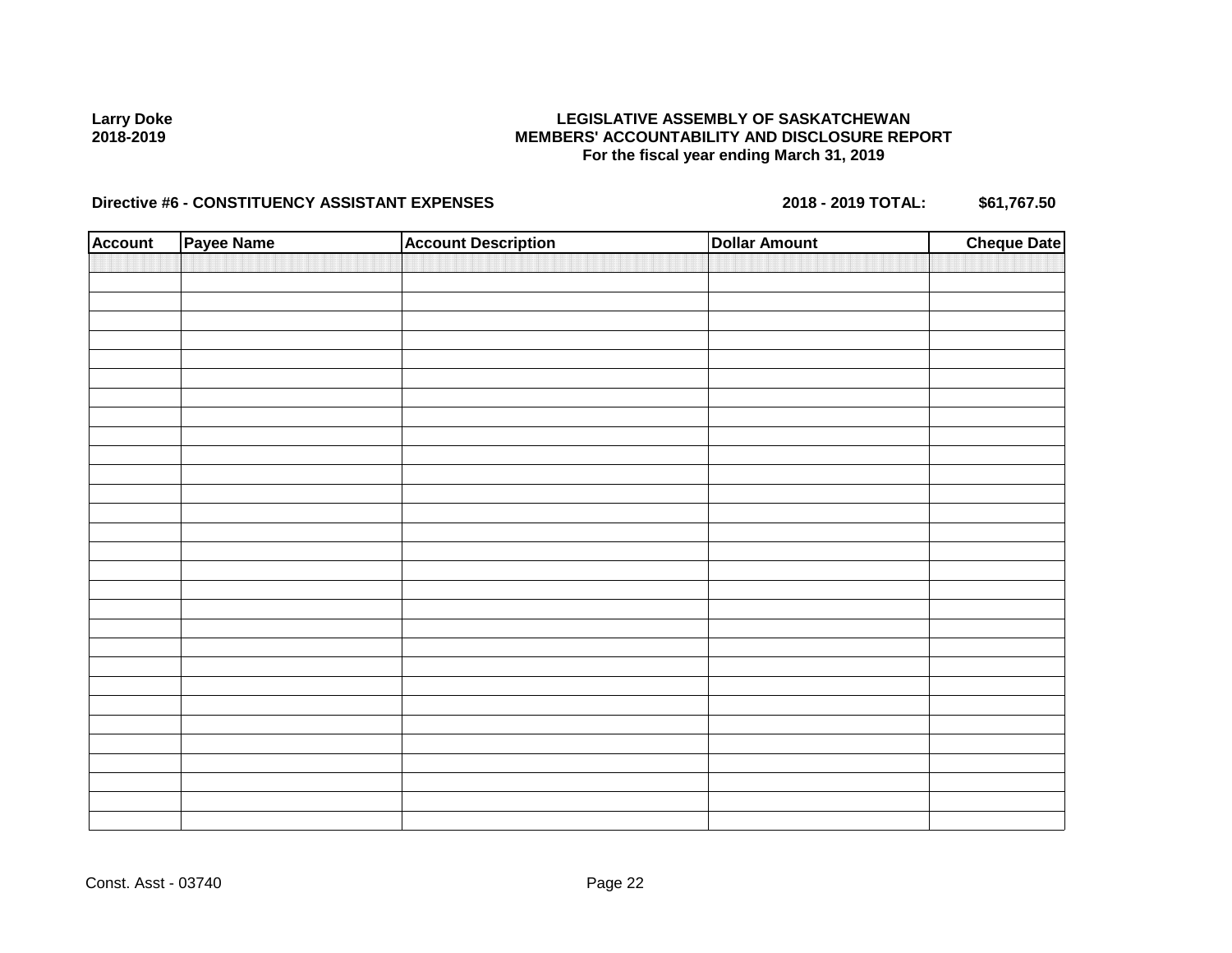**Larry Doke**
**2018-2019**

**LEGISLATIVE ASSEMBLY OF SASKATCHEWAN**
**MEMBERS' ACCOUNTABILITY AND DISCLOSURE REPORT**
**For the fiscal year ending March 31, 2019**

**Directive #6 - CONSTITUENCY ASSISTANT EXPENSES** **2018 - 2019 TOTAL: $61,767.50**

| Account | Payee Name | Account Description | Dollar Amount | Cheque Date |
|---|---|---|---|---|
| | | | | |

Const. Asst - 03740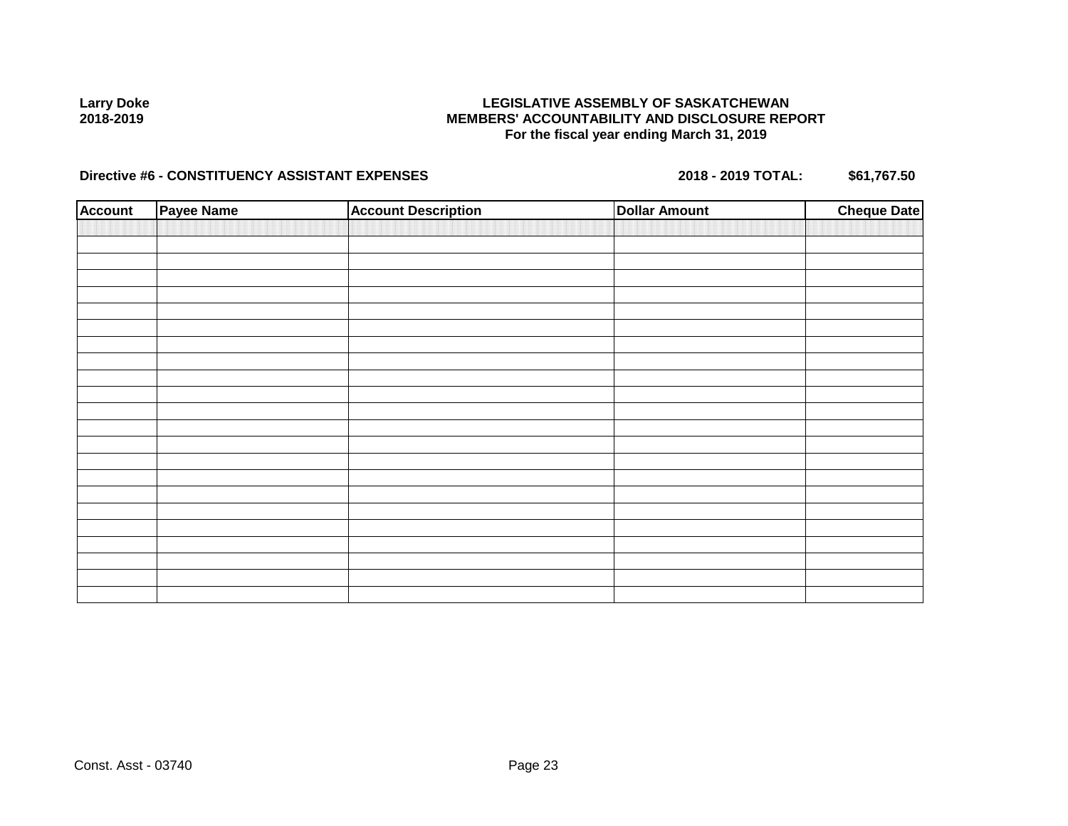**Larry Doke**
**2018-2019**

**LEGISLATIVE ASSEMBLY OF SASKATCHEWAN**
**MEMBERS' ACCOUNTABILITY AND DISCLOSURE REPORT**
**For the fiscal year ending March 31, 2019**

**Directive #6 - CONSTITUENCY ASSISTANT EXPENSES** **2018 - 2019 TOTAL:** **$61,767.50**

| Account | Payee Name | Account Description | Dollar Amount | Cheque Date |
|---|---|---|---|---|
| | | | | |

Const. Asst - 03740